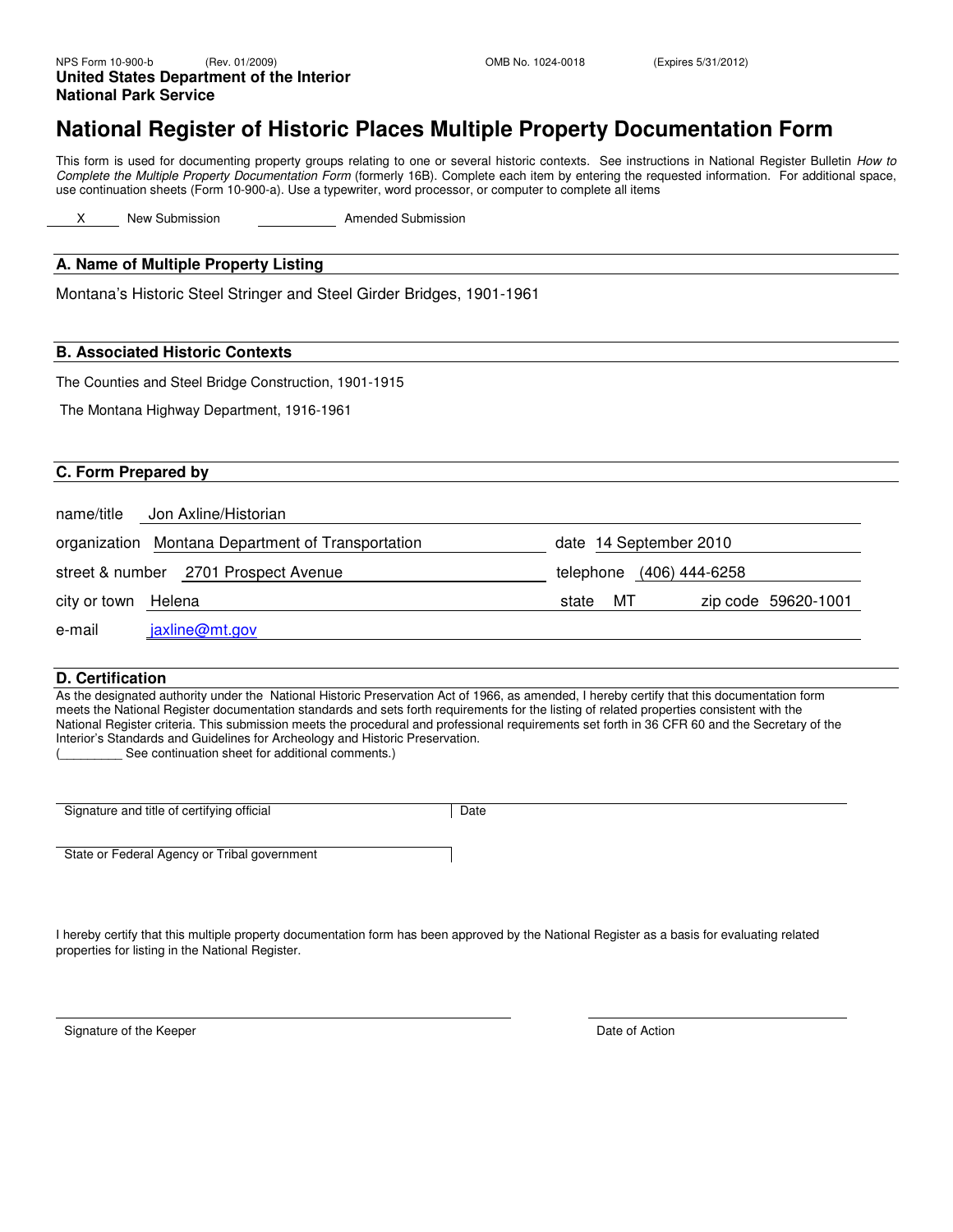NPS Form 10-900-b (Rev. 01/2009) OMB No. 1024-0018 (Expires 5/31/2012)

**United States Department of the Interior**
**National Park Service**

# National Register of Historic Places Multiple Property Documentation Form

This form is used for documenting property groups relating to one or several historic contexts. See instructions in National Register Bulletin *How to Complete the Multiple Property Documentation Form* (formerly 16B). Complete each item by entering the requested information. For additional space, use continuation sheets (Form 10-900-a). Use a typewriter, word processor, or computer to complete all items

X New Submission ____ Amended Submission

## A. Name of Multiple Property Listing

Montana's Historic Steel Stringer and Steel Girder Bridges, 1901-1961

## B. Associated Historic Contexts

The Counties and Steel Bridge Construction, 1901-1915

The Montana Highway Department, 1916-1961

## C. Form Prepared by

name/title Jon Axline/Historian

organization Montana Department of Transportation date 14 September 2010

street & number 2701 Prospect Avenue telephone (406) 444-6258

city or town Helena state MT zip code 59620-1001

e-mail jaxline@mt.gov

## D. Certification

As the designated authority under the National Historic Preservation Act of 1966, as amended, I hereby certify that this documentation form meets the National Register documentation standards and sets forth requirements for the listing of related properties consistent with the National Register criteria. This submission meets the procedural and professional requirements set forth in 36 CFR 60 and the Secretary of the Interior's Standards and Guidelines for Archeology and Historic Preservation.
(_________ See continuation sheet for additional comments.)

Signature and title of certifying official Date

State or Federal Agency or Tribal government

I hereby certify that this multiple property documentation form has been approved by the National Register as a basis for evaluating related properties for listing in the National Register.

Signature of the Keeper Date of Action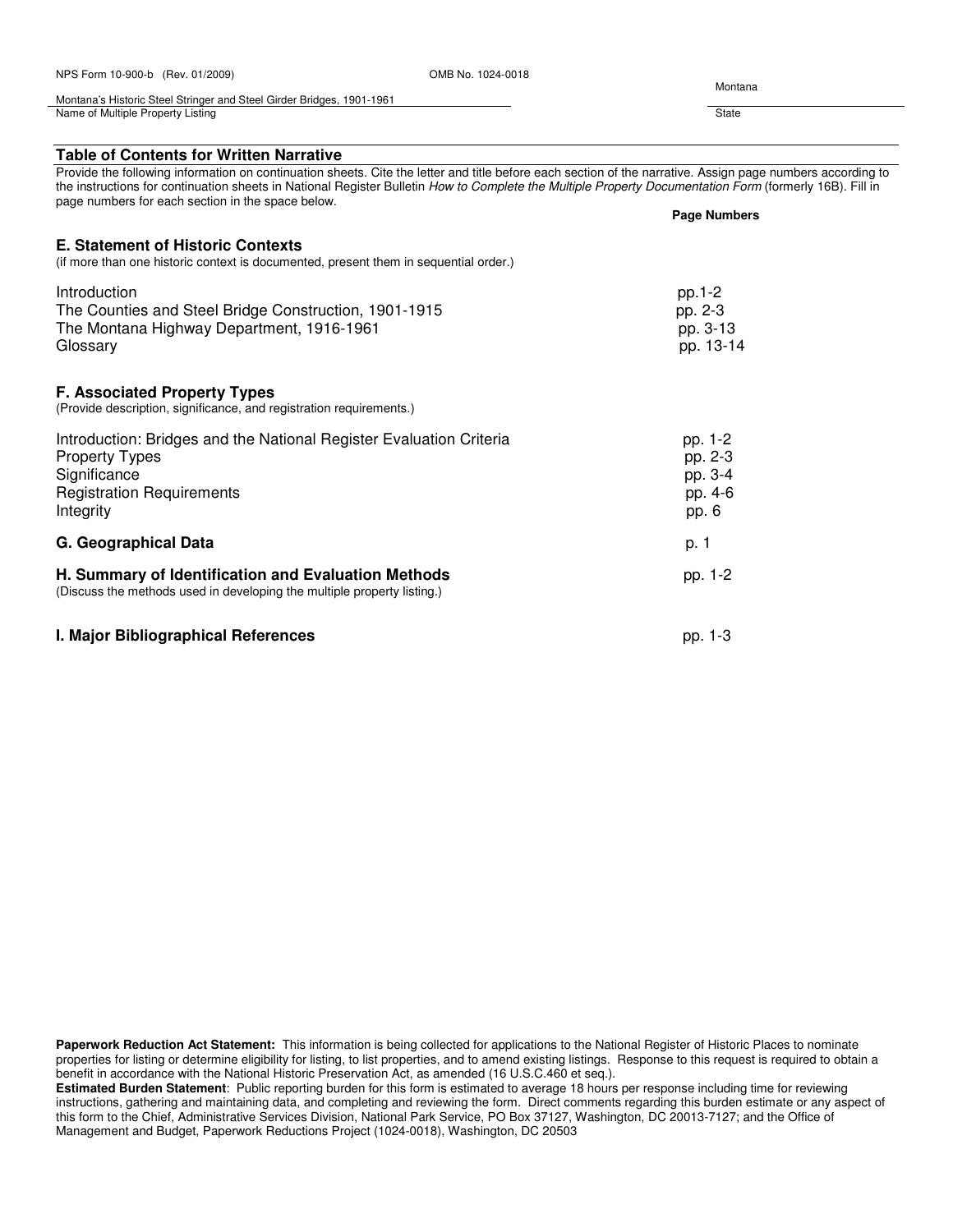NPS Form 10-900-b (Rev. 01/2009) OMB No. 1024-0018

Montana's Historic Steel Stringer and Steel Girder Bridges, 1901-1961
Name of Multiple Property Listing

Montana
State

## Table of Contents for Written Narrative

Provide the following information on continuation sheets. Cite the letter and title before each section of the narrative. Assign page numbers according to the instructions for continuation sheets in National Register Bulletin *How to Complete the Multiple Property Documentation Form* (formerly 16B). Fill in page numbers for each section in the space below.

| | Page Numbers |
|---|---|
| **E. Statement of Historic Contexts** (if more than one historic context is documented, present them in sequential order.) | |
| Introduction | pp.1-2 |
| The Counties and Steel Bridge Construction, 1901-1915 | pp. 2-3 |
| The Montana Highway Department, 1916-1961 | pp. 3-13 |
| Glossary | pp. 13-14 |
| **F. Associated Property Types** (Provide description, significance, and registration requirements.) | |
| Introduction: Bridges and the National Register Evaluation Criteria | pp. 1-2 |
| Property Types | pp. 2-3 |
| Significance | pp. 3-4 |
| Registration Requirements | pp. 4-6 |
| Integrity | pp. 6 |
| **G. Geographical Data** | p. 1 |
| **H. Summary of Identification and Evaluation Methods** (Discuss the methods used in developing the multiple property listing.) | pp. 1-2 |
| **I. Major Bibliographical References** | pp. 1-3 |

**Paperwork Reduction Act Statement:** This information is being collected for applications to the National Register of Historic Places to nominate properties for listing or determine eligibility for listing, to list properties, and to amend existing listings. Response to this request is required to obtain a benefit in accordance with the National Historic Preservation Act, as amended (16 U.S.C.460 et seq.).

**Estimated Burden Statement**: Public reporting burden for this form is estimated to average 18 hours per response including time for reviewing instructions, gathering and maintaining data, and completing and reviewing the form. Direct comments regarding this burden estimate or any aspect of this form to the Chief, Administrative Services Division, National Park Service, PO Box 37127, Washington, DC 20013-7127; and the Office of Management and Budget, Paperwork Reductions Project (1024-0018), Washington, DC 20503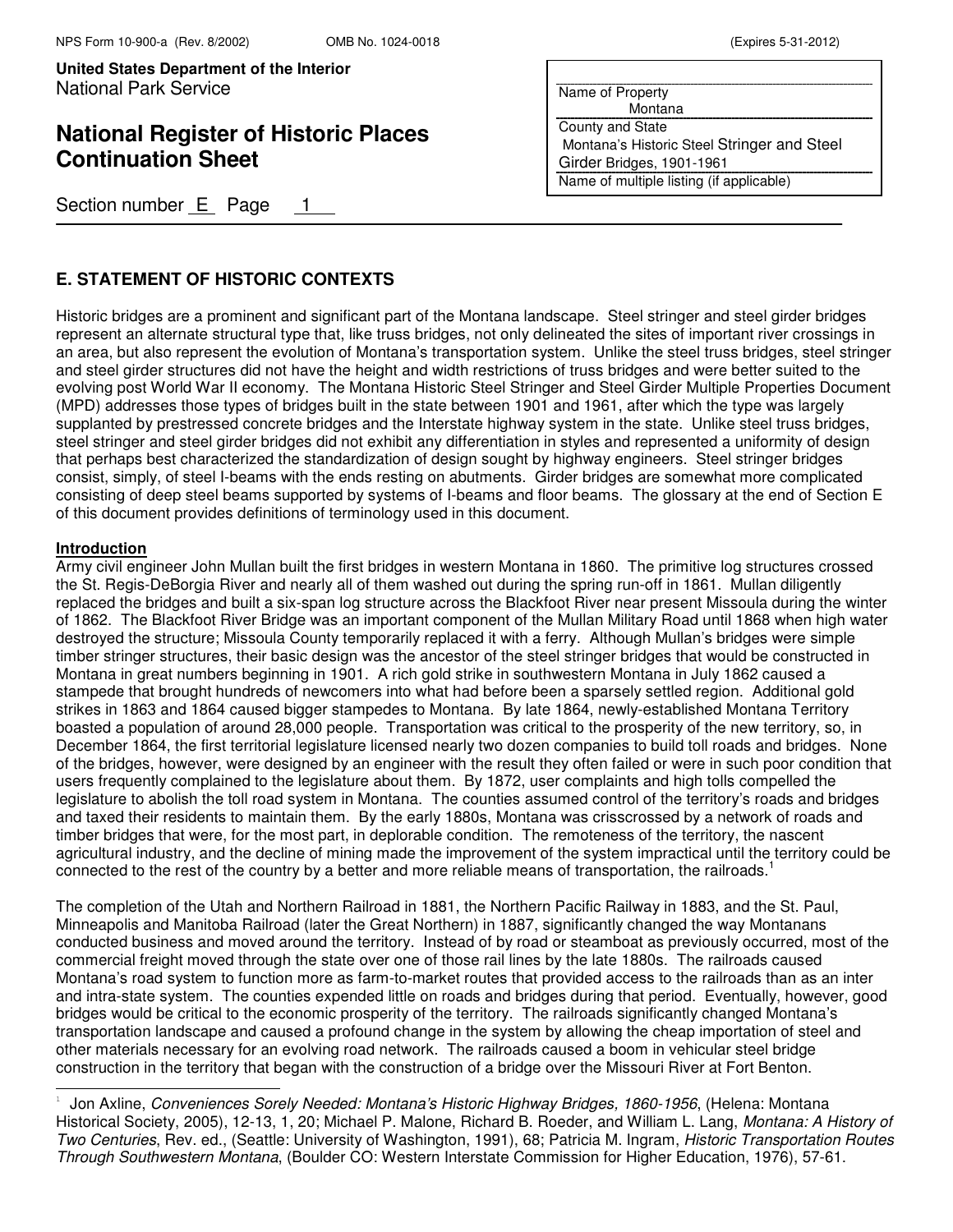## E. STATEMENT OF HISTORIC CONTEXTS

Historic bridges are a prominent and significant part of the Montana landscape. Steel stringer and steel girder bridges represent an alternate structural type that, like truss bridges, not only delineated the sites of important river crossings in an area, but also represent the evolution of Montana's transportation system. Unlike the steel truss bridges, steel stringer and steel girder structures did not have the height and width restrictions of truss bridges and were better suited to the evolving post World War II economy. The Montana Historic Steel Stringer and Steel Girder Multiple Properties Document (MPD) addresses those types of bridges built in the state between 1901 and 1961, after which the type was largely supplanted by prestressed concrete bridges and the Interstate highway system in the state. Unlike steel truss bridges, steel stringer and steel girder bridges did not exhibit any differentiation in styles and represented a uniformity of design that perhaps best characterized the standardization of design sought by highway engineers. Steel stringer bridges consist, simply, of steel I-beams with the ends resting on abutments. Girder bridges are somewhat more complicated consisting of deep steel beams supported by systems of I-beams and floor beams. The glossary at the end of Section E of this document provides definitions of terminology used in this document.

### Introduction

Army civil engineer John Mullan built the first bridges in western Montana in 1860. The primitive log structures crossed the St. Regis-DeBorgia River and nearly all of them washed out during the spring run-off in 1861. Mullan diligently replaced the bridges and built a six-span log structure across the Blackfoot River near present Missoula during the winter of 1862. The Blackfoot River Bridge was an important component of the Mullan Military Road until 1868 when high water destroyed the structure; Missoula County temporarily replaced it with a ferry. Although Mullan's bridges were simple timber stringer structures, their basic design was the ancestor of the steel stringer bridges that would be constructed in Montana in great numbers beginning in 1901. A rich gold strike in southwestern Montana in July 1862 caused a stampede that brought hundreds of newcomers into what had before been a sparsely settled region. Additional gold strikes in 1863 and 1864 caused bigger stampedes to Montana. By late 1864, newly-established Montana Territory boasted a population of around 28,000 people. Transportation was critical to the prosperity of the new territory, so, in December 1864, the first territorial legislature licensed nearly two dozen companies to build toll roads and bridges. None of the bridges, however, were designed by an engineer with the result they often failed or were in such poor condition that users frequently complained to the legislature about them. By 1872, user complaints and high tolls compelled the legislature to abolish the toll road system in Montana. The counties assumed control of the territory's roads and bridges and taxed their residents to maintain them. By the early 1880s, Montana was crisscrossed by a network of roads and timber bridges that were, for the most part, in deplorable condition. The remoteness of the territory, the nascent agricultural industry, and the decline of mining made the improvement of the system impractical until the territory could be connected to the rest of the country by a better and more reliable means of transportation, the railroads.[1]

The completion of the Utah and Northern Railroad in 1881, the Northern Pacific Railway in 1883, and the St. Paul, Minneapolis and Manitoba Railroad (later the Great Northern) in 1887, significantly changed the way Montanans conducted business and moved around the territory. Instead of by road or steamboat as previously occurred, most of the commercial freight moved through the state over one of those rail lines by the late 1880s. The railroads caused Montana's road system to function more as farm-to-market routes that provided access to the railroads than as an inter and intra-state system. The counties expended little on roads and bridges during that period. Eventually, however, good bridges would be critical to the economic prosperity of the territory. The railroads significantly changed Montana's transportation landscape and caused a profound change in the system by allowing the cheap importation of steel and other materials necessary for an evolving road network. The railroads caused a boom in vehicular steel bridge construction in the territory that began with the construction of a bridge over the Missouri River at Fort Benton.

[1] Jon Axline, *Conveniences Sorely Needed: Montana's Historic Highway Bridges, 1860-1956*, (Helena: Montana Historical Society, 2005), 12-13, 1, 20; Michael P. Malone, Richard B. Roeder, and William L. Lang, *Montana: A History of Two Centuries*, Rev. ed., (Seattle: University of Washington, 1991), 68; Patricia M. Ingram, *Historic Transportation Routes Through Southwestern Montana*, (Boulder CO: Western Interstate Commission for Higher Education, 1976), 57-61.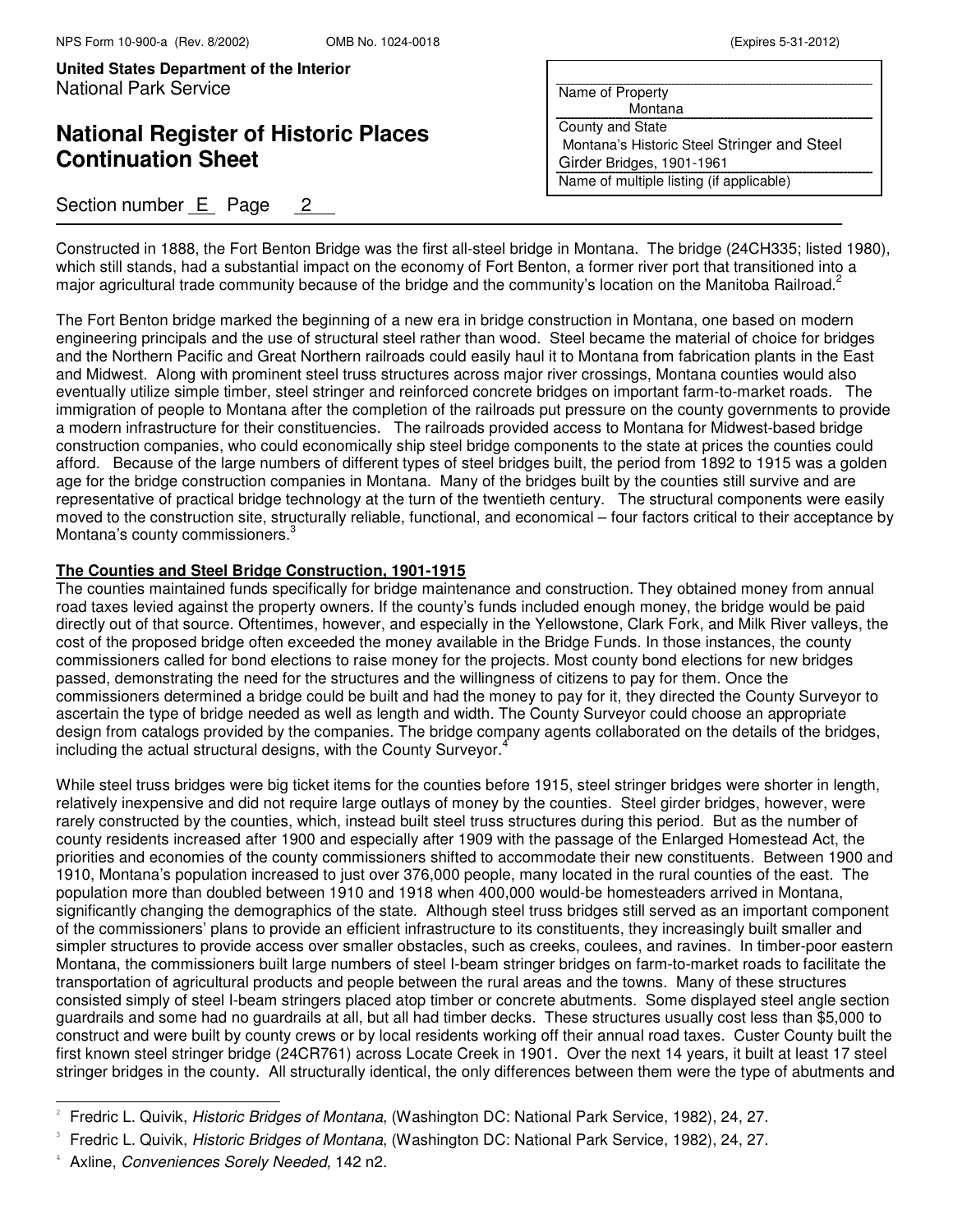Constructed in 1888, the Fort Benton Bridge was the first all-steel bridge in Montana. The bridge (24CH335; listed 1980), which still stands, had a substantial impact on the economy of Fort Benton, a former river port that transitioned into a major agricultural trade community because of the bridge and the community's location on the Manitoba Railroad.[2]

The Fort Benton bridge marked the beginning of a new era in bridge construction in Montana, one based on modern engineering principals and the use of structural steel rather than wood. Steel became the material of choice for bridges and the Northern Pacific and Great Northern railroads could easily haul it to Montana from fabrication plants in the East and Midwest. Along with prominent steel truss structures across major river crossings, Montana counties would also eventually utilize simple timber, steel stringer and reinforced concrete bridges on important farm-to-market roads. The immigration of people to Montana after the completion of the railroads put pressure on the county governments to provide a modern infrastructure for their constituencies. The railroads provided access to Montana for Midwest-based bridge construction companies, who could economically ship steel bridge components to the state at prices the counties could afford. Because of the large numbers of different types of steel bridges built, the period from 1892 to 1915 was a golden age for the bridge construction companies in Montana. Many of the bridges built by the counties still survive and are representative of practical bridge technology at the turn of the twentieth century. The structural components were easily moved to the construction site, structurally reliable, functional, and economical – four factors critical to their acceptance by Montana's county commissioners.[3]

**The Counties and Steel Bridge Construction, 1901-1915**

The counties maintained funds specifically for bridge maintenance and construction. They obtained money from annual road taxes levied against the property owners. If the county's funds included enough money, the bridge would be paid directly out of that source. Oftentimes, however, and especially in the Yellowstone, Clark Fork, and Milk River valleys, the cost of the proposed bridge often exceeded the money available in the Bridge Funds. In those instances, the county commissioners called for bond elections to raise money for the projects. Most county bond elections for new bridges passed, demonstrating the need for the structures and the willingness of citizens to pay for them. Once the commissioners determined a bridge could be built and had the money to pay for it, they directed the County Surveyor to ascertain the type of bridge needed as well as length and width. The County Surveyor could choose an appropriate design from catalogs provided by the companies. The bridge company agents collaborated on the details of the bridges, including the actual structural designs, with the County Surveyor.[4]

While steel truss bridges were big ticket items for the counties before 1915, steel stringer bridges were shorter in length, relatively inexpensive and did not require large outlays of money by the counties. Steel girder bridges, however, were rarely constructed by the counties, which, instead built steel truss structures during this period. But as the number of county residents increased after 1900 and especially after 1909 with the passage of the Enlarged Homestead Act, the priorities and economies of the county commissioners shifted to accommodate their new constituents. Between 1900 and 1910, Montana's population increased to just over 376,000 people, many located in the rural counties of the east. The population more than doubled between 1910 and 1918 when 400,000 would-be homesteaders arrived in Montana, significantly changing the demographics of the state. Although steel truss bridges still served as an important component of the commissioners' plans to provide an efficient infrastructure to its constituents, they increasingly built smaller and simpler structures to provide access over smaller obstacles, such as creeks, coulees, and ravines. In timber-poor eastern Montana, the commissioners built large numbers of steel I-beam stringer bridges on farm-to-market roads to facilitate the transportation of agricultural products and people between the rural areas and the towns. Many of these structures consisted simply of steel I-beam stringers placed atop timber or concrete abutments. Some displayed steel angle section guardrails and some had no guardrails at all, but all had timber decks. These structures usually cost less than $5,000 to construct and were built by county crews or by local residents working off their annual road taxes. Custer County built the first known steel stringer bridge (24CR761) across Locate Creek in 1901. Over the next 14 years, it built at least 17 steel stringer bridges in the county. All structurally identical, the only differences between them were the type of abutments and

---

[2] Fredric L. Quivik, *Historic Bridges of Montana*, (Washington DC: National Park Service, 1982), 24, 27.

[3] Fredric L. Quivik, *Historic Bridges of Montana*, (Washington DC: National Park Service, 1982), 24, 27.

[4] Axline, *Conveniences Sorely Needed,* 142 n2.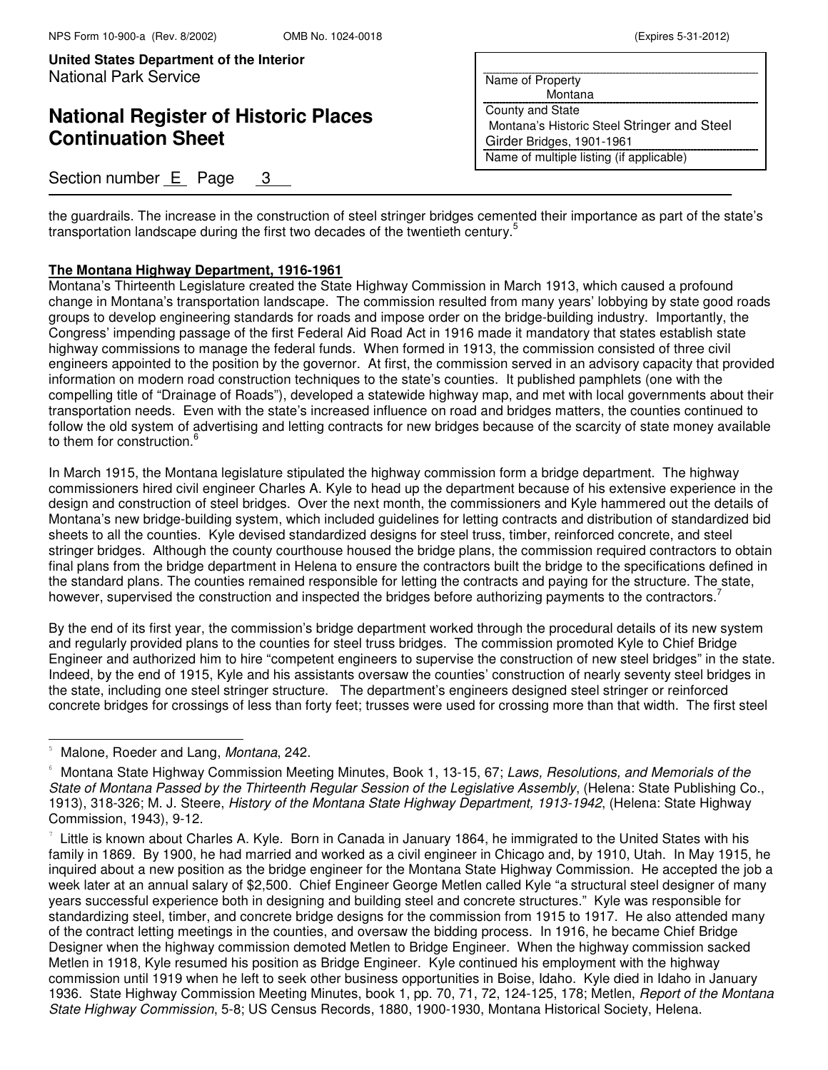the guardrails. The increase in the construction of steel stringer bridges cemented their importance as part of the state's transportation landscape during the first two decades of the twentieth century.[5]

**The Montana Highway Department, 1916-1961**

Montana's Thirteenth Legislature created the State Highway Commission in March 1913, which caused a profound change in Montana's transportation landscape. The commission resulted from many years' lobbying by state good roads groups to develop engineering standards for roads and impose order on the bridge-building industry. Importantly, the Congress' impending passage of the first Federal Aid Road Act in 1916 made it mandatory that states establish state highway commissions to manage the federal funds. When formed in 1913, the commission consisted of three civil engineers appointed to the position by the governor. At first, the commission served in an advisory capacity that provided information on modern road construction techniques to the state's counties. It published pamphlets (one with the compelling title of "Drainage of Roads"), developed a statewide highway map, and met with local governments about their transportation needs. Even with the state's increased influence on road and bridges matters, the counties continued to follow the old system of advertising and letting contracts for new bridges because of the scarcity of state money available to them for construction.[6]

In March 1915, the Montana legislature stipulated the highway commission form a bridge department. The highway commissioners hired civil engineer Charles A. Kyle to head up the department because of his extensive experience in the design and construction of steel bridges. Over the next month, the commissioners and Kyle hammered out the details of Montana's new bridge-building system, which included guidelines for letting contracts and distribution of standardized bid sheets to all the counties. Kyle devised standardized designs for steel truss, timber, reinforced concrete, and steel stringer bridges. Although the county courthouse housed the bridge plans, the commission required contractors to obtain final plans from the bridge department in Helena to ensure the contractors built the bridge to the specifications defined in the standard plans. The counties remained responsible for letting the contracts and paying for the structure. The state, however, supervised the construction and inspected the bridges before authorizing payments to the contractors.[7]

By the end of its first year, the commission's bridge department worked through the procedural details of its new system and regularly provided plans to the counties for steel truss bridges. The commission promoted Kyle to Chief Bridge Engineer and authorized him to hire "competent engineers to supervise the construction of new steel bridges" in the state. Indeed, by the end of 1915, Kyle and his assistants oversaw the counties' construction of nearly seventy steel bridges in the state, including one steel stringer structure. The department's engineers designed steel stringer or reinforced concrete bridges for crossings of less than forty feet; trusses were used for crossing more than that width. The first steel

---

[5] Malone, Roeder and Lang, *Montana*, 242.

[6] Montana State Highway Commission Meeting Minutes, Book 1, 13-15, 67; *Laws, Resolutions, and Memorials of the State of Montana Passed by the Thirteenth Regular Session of the Legislative Assembly*, (Helena: State Publishing Co., 1913), 318-326; M. J. Steere, *History of the Montana State Highway Department, 1913-1942*, (Helena: State Highway Commission, 1943), 9-12.

[7] Little is known about Charles A. Kyle. Born in Canada in January 1864, he immigrated to the United States with his family in 1869. By 1900, he had married and worked as a civil engineer in Chicago and, by 1910, Utah. In May 1915, he inquired about a new position as the bridge engineer for the Montana State Highway Commission. He accepted the job a week later at an annual salary of $2,500. Chief Engineer George Metlen called Kyle "a structural steel designer of many years successful experience both in designing and building steel and concrete structures." Kyle was responsible for standardizing steel, timber, and concrete bridge designs for the commission from 1915 to 1917. He also attended many of the contract letting meetings in the counties, and oversaw the bidding process. In 1916, he became Chief Bridge Designer when the highway commission demoted Metlen to Bridge Engineer. When the highway commission sacked Metlen in 1918, Kyle resumed his position as Bridge Engineer. Kyle continued his employment with the highway commission until 1919 when he left to seek other business opportunities in Boise, Idaho. Kyle died in Idaho in January 1936. State Highway Commission Meeting Minutes, book 1, pp. 70, 71, 72, 124-125, 178; Metlen, *Report of the Montana State Highway Commission*, 5-8; US Census Records, 1880, 1900-1930, Montana Historical Society, Helena.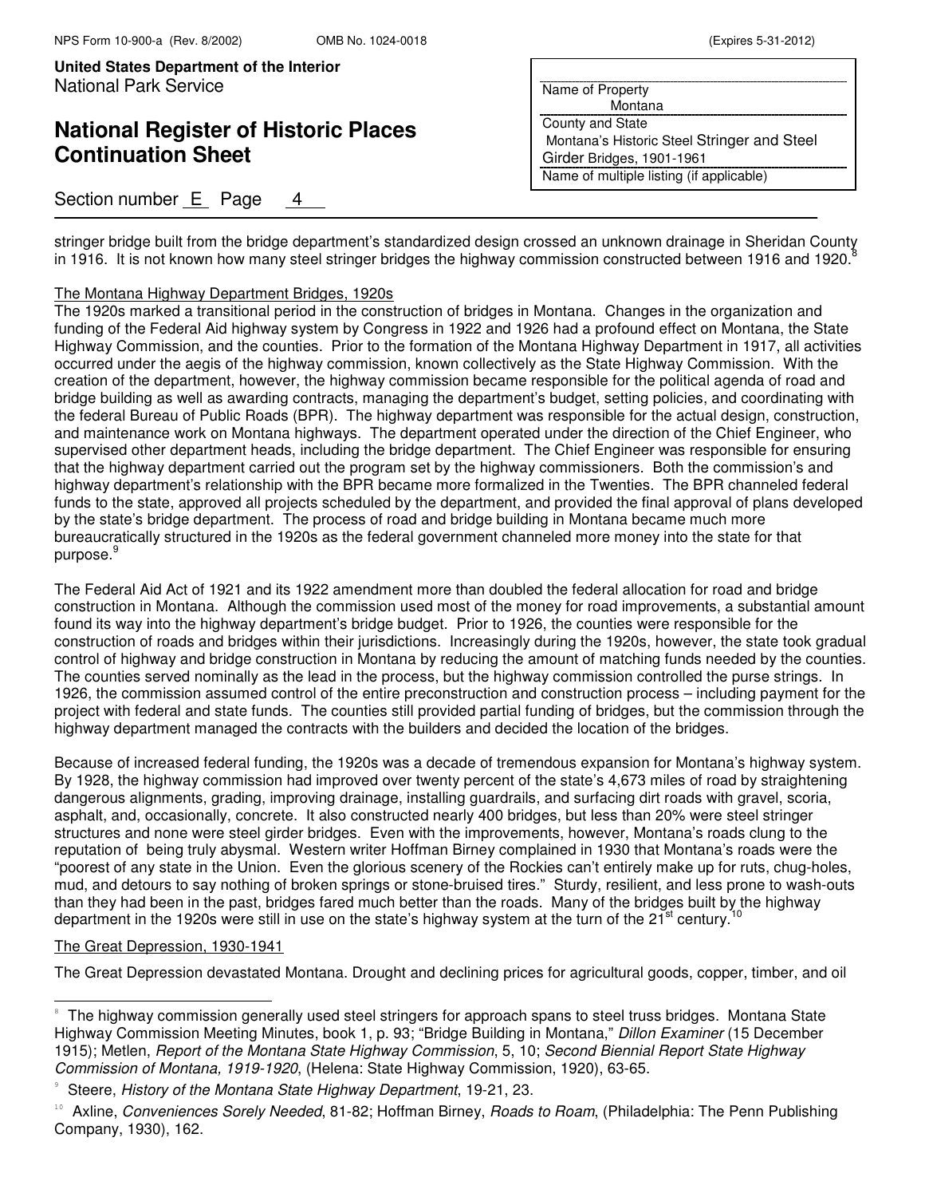stringer bridge built from the bridge department's standardized design crossed an unknown drainage in Sheridan County in 1916. It is not known how many steel stringer bridges the highway commission constructed between 1916 and 1920.[8]

The Montana Highway Department Bridges, 1920s

The 1920s marked a transitional period in the construction of bridges in Montana. Changes in the organization and funding of the Federal Aid highway system by Congress in 1922 and 1926 had a profound effect on Montana, the State Highway Commission, and the counties. Prior to the formation of the Montana Highway Department in 1917, all activities occurred under the aegis of the highway commission, known collectively as the State Highway Commission. With the creation of the department, however, the highway commission became responsible for the political agenda of road and bridge building as well as awarding contracts, managing the department's budget, setting policies, and coordinating with the federal Bureau of Public Roads (BPR). The highway department was responsible for the actual design, construction, and maintenance work on Montana highways. The department operated under the direction of the Chief Engineer, who supervised other department heads, including the bridge department. The Chief Engineer was responsible for ensuring that the highway department carried out the program set by the highway commissioners. Both the commission's and highway department's relationship with the BPR became more formalized in the Twenties. The BPR channeled federal funds to the state, approved all projects scheduled by the department, and provided the final approval of plans developed by the state's bridge department. The process of road and bridge building in Montana became much more bureaucratically structured in the 1920s as the federal government channeled more money into the state for that purpose.[9]

The Federal Aid Act of 1921 and its 1922 amendment more than doubled the federal allocation for road and bridge construction in Montana. Although the commission used most of the money for road improvements, a substantial amount found its way into the highway department's bridge budget. Prior to 1926, the counties were responsible for the construction of roads and bridges within their jurisdictions. Increasingly during the 1920s, however, the state took gradual control of highway and bridge construction in Montana by reducing the amount of matching funds needed by the counties. The counties served nominally as the lead in the process, but the highway commission controlled the purse strings. In 1926, the commission assumed control of the entire preconstruction and construction process – including payment for the project with federal and state funds. The counties still provided partial funding of bridges, but the commission through the highway department managed the contracts with the builders and decided the location of the bridges.

Because of increased federal funding, the 1920s was a decade of tremendous expansion for Montana's highway system. By 1928, the highway commission had improved over twenty percent of the state's 4,673 miles of road by straightening dangerous alignments, grading, improving drainage, installing guardrails, and surfacing dirt roads with gravel, scoria, asphalt, and, occasionally, concrete. It also constructed nearly 400 bridges, but less than 20% were steel stringer structures and none were steel girder bridges. Even with the improvements, however, Montana's roads clung to the reputation of being truly abysmal. Western writer Hoffman Birney complained in 1930 that Montana's roads were the "poorest of any state in the Union. Even the glorious scenery of the Rockies can't entirely make up for ruts, chug-holes, mud, and detours to say nothing of broken springs or stone-bruised tires." Sturdy, resilient, and less prone to wash-outs than they had been in the past, bridges fared much better than the roads. Many of the bridges built by the highway department in the 1920s were still in use on the state's highway system at the turn of the 21st century.[10]

The Great Depression, 1930-1941

The Great Depression devastated Montana. Drought and declining prices for agricultural goods, copper, timber, and oil

---

[8] The highway commission generally used steel stringers for approach spans to steel truss bridges. Montana State Highway Commission Meeting Minutes, book 1, p. 93; "Bridge Building in Montana," *Dillon Examiner* (15 December 1915); Metlen, *Report of the Montana State Highway Commission*, 5, 10; *Second Biennial Report State Highway Commission of Montana, 1919-1920*, (Helena: State Highway Commission, 1920), 63-65.

[9] Steere, *History of the Montana State Highway Department*, 19-21, 23.

[10] Axline, *Conveniences Sorely Needed*, 81-82; Hoffman Birney, *Roads to Roam*, (Philadelphia: The Penn Publishing Company, 1930), 162.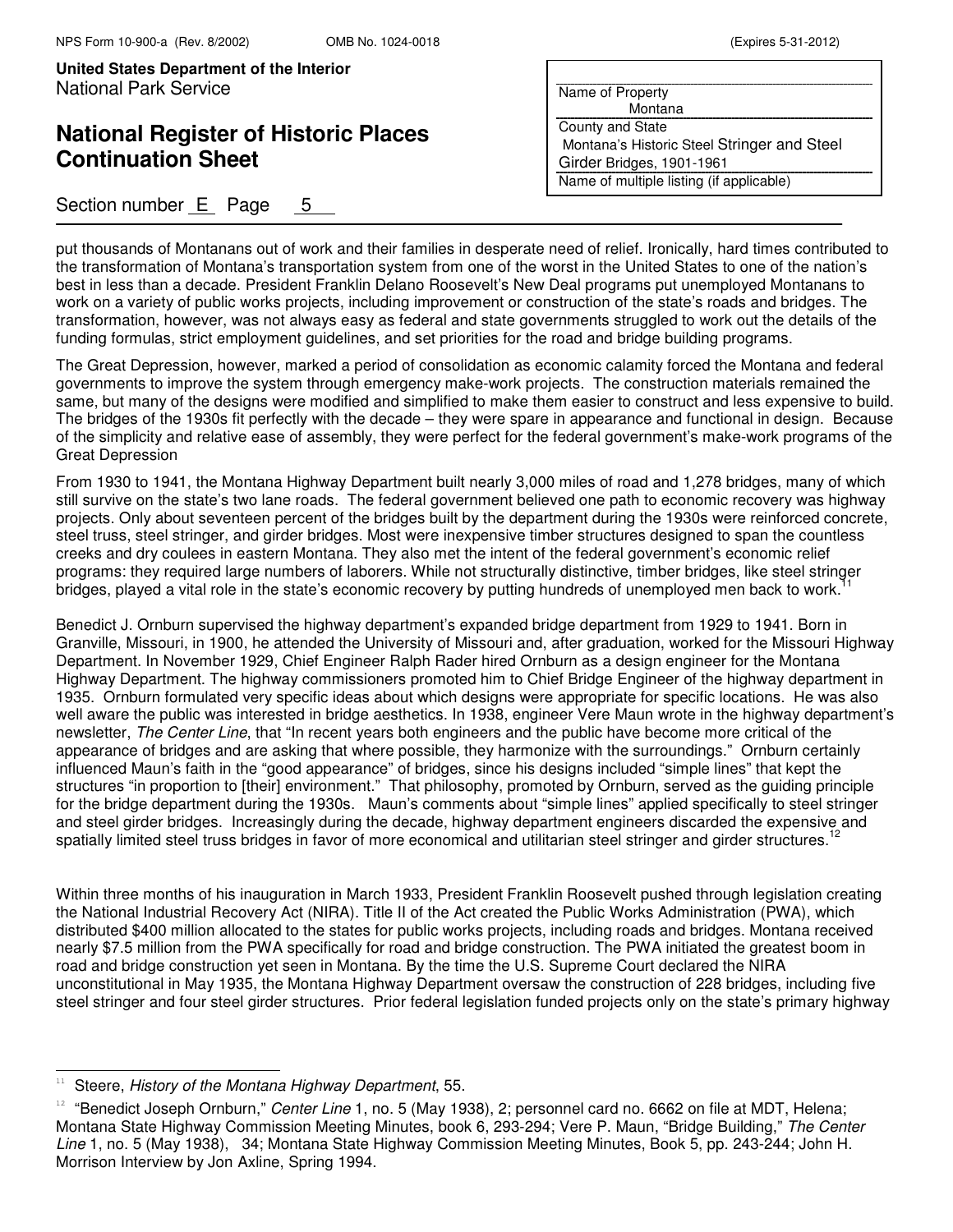put thousands of Montanans out of work and their families in desperate need of relief. Ironically, hard times contributed to the transformation of Montana's transportation system from one of the worst in the United States to one of the nation's best in less than a decade. President Franklin Delano Roosevelt's New Deal programs put unemployed Montanans to work on a variety of public works projects, including improvement or construction of the state's roads and bridges. The transformation, however, was not always easy as federal and state governments struggled to work out the details of the funding formulas, strict employment guidelines, and set priorities for the road and bridge building programs.

The Great Depression, however, marked a period of consolidation as economic calamity forced the Montana and federal governments to improve the system through emergency make-work projects. The construction materials remained the same, but many of the designs were modified and simplified to make them easier to construct and less expensive to build. The bridges of the 1930s fit perfectly with the decade – they were spare in appearance and functional in design. Because of the simplicity and relative ease of assembly, they were perfect for the federal government's make-work programs of the Great Depression

From 1930 to 1941, the Montana Highway Department built nearly 3,000 miles of road and 1,278 bridges, many of which still survive on the state's two lane roads. The federal government believed one path to economic recovery was highway projects. Only about seventeen percent of the bridges built by the department during the 1930s were reinforced concrete, steel truss, steel stringer, and girder bridges. Most were inexpensive timber structures designed to span the countless creeks and dry coulees in eastern Montana. They also met the intent of the federal government's economic relief programs: they required large numbers of laborers. While not structurally distinctive, timber bridges, like steel stringer bridges, played a vital role in the state's economic recovery by putting hundreds of unemployed men back to work.[11]

Benedict J. Ornburn supervised the highway department's expanded bridge department from 1929 to 1941. Born in Granville, Missouri, in 1900, he attended the University of Missouri and, after graduation, worked for the Missouri Highway Department. In November 1929, Chief Engineer Ralph Rader hired Ornburn as a design engineer for the Montana Highway Department. The highway commissioners promoted him to Chief Bridge Engineer of the highway department in 1935. Ornburn formulated very specific ideas about which designs were appropriate for specific locations. He was also well aware the public was interested in bridge aesthetics. In 1938, engineer Vere Maun wrote in the highway department's newsletter, *The Center Line*, that "In recent years both engineers and the public have become more critical of the appearance of bridges and are asking that where possible, they harmonize with the surroundings." Ornburn certainly influenced Maun's faith in the "good appearance" of bridges, since his designs included "simple lines" that kept the structures "in proportion to [their] environment." That philosophy, promoted by Ornburn, served as the guiding principle for the bridge department during the 1930s. Maun's comments about "simple lines" applied specifically to steel stringer and steel girder bridges. Increasingly during the decade, highway department engineers discarded the expensive and spatially limited steel truss bridges in favor of more economical and utilitarian steel stringer and girder structures.[12]

Within three months of his inauguration in March 1933, President Franklin Roosevelt pushed through legislation creating the National Industrial Recovery Act (NIRA). Title II of the Act created the Public Works Administration (PWA), which distributed $400 million allocated to the states for public works projects, including roads and bridges. Montana received nearly $7.5 million from the PWA specifically for road and bridge construction. The PWA initiated the greatest boom in road and bridge construction yet seen in Montana. By the time the U.S. Supreme Court declared the NIRA unconstitutional in May 1935, the Montana Highway Department oversaw the construction of 228 bridges, including five steel stringer and four steel girder structures. Prior federal legislation funded projects only on the state's primary highway

---

[11] Steere, *History of the Montana Highway Department*, 55.

[12] "Benedict Joseph Ornburn," *Center Line* 1, no. 5 (May 1938), 2; personnel card no. 6662 on file at MDT, Helena; Montana State Highway Commission Meeting Minutes, book 6, 293-294; Vere P. Maun, "Bridge Building," *The Center Line* 1, no. 5 (May 1938), 34; Montana State Highway Commission Meeting Minutes, Book 5, pp. 243-244; John H. Morrison Interview by Jon Axline, Spring 1994.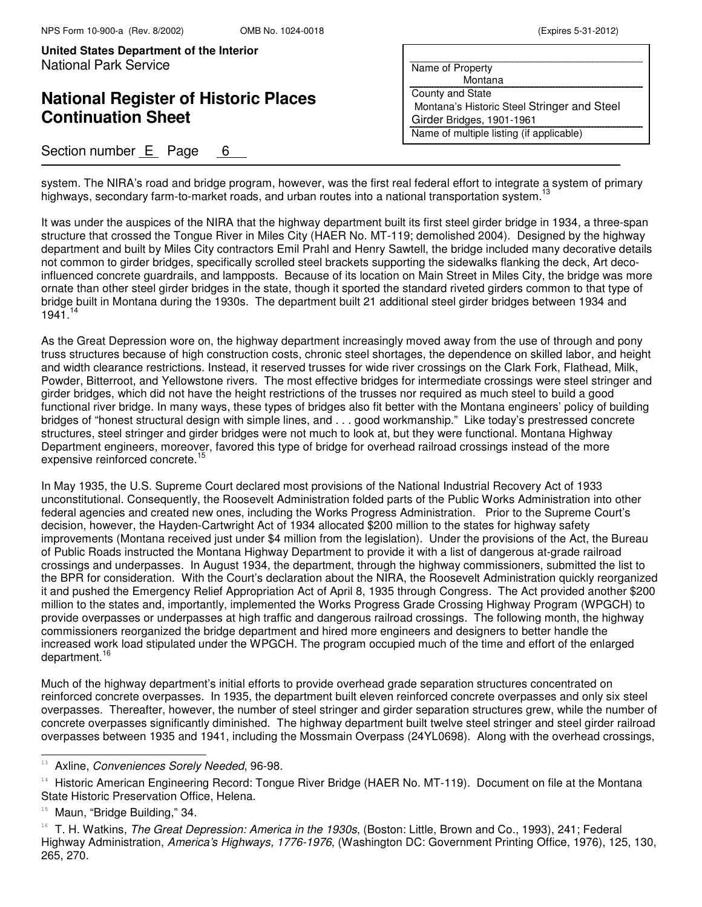system. The NIRA's road and bridge program, however, was the first real federal effort to integrate a system of primary highways, secondary farm-to-market roads, and urban routes into a national transportation system.[13]

It was under the auspices of the NIRA that the highway department built its first steel girder bridge in 1934, a three-span structure that crossed the Tongue River in Miles City (HAER No. MT-119; demolished 2004). Designed by the highway department and built by Miles City contractors Emil Prahl and Henry Sawtell, the bridge included many decorative details not common to girder bridges, specifically scrolled steel brackets supporting the sidewalks flanking the deck, Art deco-influenced concrete guardrails, and lampposts. Because of its location on Main Street in Miles City, the bridge was more ornate than other steel girder bridges in the state, though it sported the standard riveted girders common to that type of bridge built in Montana during the 1930s. The department built 21 additional steel girder bridges between 1934 and 1941.[14]

As the Great Depression wore on, the highway department increasingly moved away from the use of through and pony truss structures because of high construction costs, chronic steel shortages, the dependence on skilled labor, and height and width clearance restrictions. Instead, it reserved trusses for wide river crossings on the Clark Fork, Flathead, Milk, Powder, Bitterroot, and Yellowstone rivers. The most effective bridges for intermediate crossings were steel stringer and girder bridges, which did not have the height restrictions of the trusses nor required as much steel to build a good functional river bridge. In many ways, these types of bridges also fit better with the Montana engineers' policy of building bridges of "honest structural design with simple lines, and . . . good workmanship." Like today's prestressed concrete structures, steel stringer and girder bridges were not much to look at, but they were functional. Montana Highway Department engineers, moreover, favored this type of bridge for overhead railroad crossings instead of the more expensive reinforced concrete.[15]

In May 1935, the U.S. Supreme Court declared most provisions of the National Industrial Recovery Act of 1933 unconstitutional. Consequently, the Roosevelt Administration folded parts of the Public Works Administration into other federal agencies and created new ones, including the Works Progress Administration. Prior to the Supreme Court's decision, however, the Hayden-Cartwright Act of 1934 allocated $200 million to the states for highway safety improvements (Montana received just under $4 million from the legislation). Under the provisions of the Act, the Bureau of Public Roads instructed the Montana Highway Department to provide it with a list of dangerous at-grade railroad crossings and underpasses. In August 1934, the department, through the highway commissioners, submitted the list to the BPR for consideration. With the Court's declaration about the NIRA, the Roosevelt Administration quickly reorganized it and pushed the Emergency Relief Appropriation Act of April 8, 1935 through Congress. The Act provided another $200 million to the states and, importantly, implemented the Works Progress Grade Crossing Highway Program (WPGCH) to provide overpasses or underpasses at high traffic and dangerous railroad crossings. The following month, the highway commissioners reorganized the bridge department and hired more engineers and designers to better handle the increased work load stipulated under the WPGCH. The program occupied much of the time and effort of the enlarged department.[16]

Much of the highway department's initial efforts to provide overhead grade separation structures concentrated on reinforced concrete overpasses. In 1935, the department built eleven reinforced concrete overpasses and only six steel overpasses. Thereafter, however, the number of steel stringer and girder separation structures grew, while the number of concrete overpasses significantly diminished. The highway department built twelve steel stringer and steel girder railroad overpasses between 1935 and 1941, including the Mossmain Overpass (24YL0698). Along with the overhead crossings,

---

[13] Axline, *Conveniences Sorely Needed*, 96-98.

[14] Historic American Engineering Record: Tongue River Bridge (HAER No. MT-119). Document on file at the Montana State Historic Preservation Office, Helena.

[15] Maun, "Bridge Building," 34.

[16] T. H. Watkins, *The Great Depression: America in the 1930s*, (Boston: Little, Brown and Co., 1993), 241; Federal Highway Administration, *America's Highways, 1776-1976*, (Washington DC: Government Printing Office, 1976), 125, 130, 265, 270.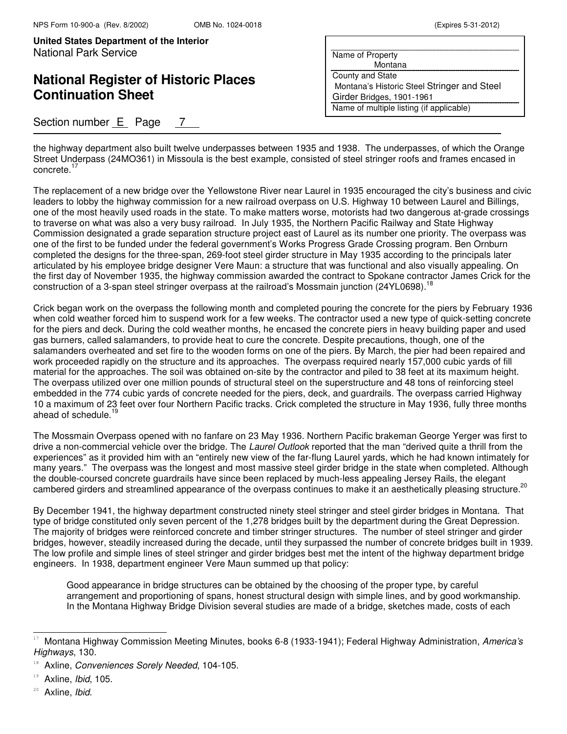the highway department also built twelve underpasses between 1935 and 1938. The underpasses, of which the Orange Street Underpass (24MO361) in Missoula is the best example, consisted of steel stringer roofs and frames encased in concrete.[17]

The replacement of a new bridge over the Yellowstone River near Laurel in 1935 encouraged the city's business and civic leaders to lobby the highway commission for a new railroad overpass on U.S. Highway 10 between Laurel and Billings, one of the most heavily used roads in the state. To make matters worse, motorists had two dangerous at-grade crossings to traverse on what was also a very busy railroad. In July 1935, the Northern Pacific Railway and State Highway Commission designated a grade separation structure project east of Laurel as its number one priority. The overpass was one of the first to be funded under the federal government's Works Progress Grade Crossing program. Ben Ornburn completed the designs for the three-span, 269-foot steel girder structure in May 1935 according to the principals later articulated by his employee bridge designer Vere Maun: a structure that was functional and also visually appealing. On the first day of November 1935, the highway commission awarded the contract to Spokane contractor James Crick for the construction of a 3-span steel stringer overpass at the railroad's Mossmain junction (24YL0698).[18]

Crick began work on the overpass the following month and completed pouring the concrete for the piers by February 1936 when cold weather forced him to suspend work for a few weeks. The contractor used a new type of quick-setting concrete for the piers and deck. During the cold weather months, he encased the concrete piers in heavy building paper and used gas burners, called salamanders, to provide heat to cure the concrete. Despite precautions, though, one of the salamanders overheated and set fire to the wooden forms on one of the piers. By March, the pier had been repaired and work proceeded rapidly on the structure and its approaches. The overpass required nearly 157,000 cubic yards of fill material for the approaches. The soil was obtained on-site by the contractor and piled to 38 feet at its maximum height. The overpass utilized over one million pounds of structural steel on the superstructure and 48 tons of reinforcing steel embedded in the 774 cubic yards of concrete needed for the piers, deck, and guardrails. The overpass carried Highway 10 a maximum of 23 feet over four Northern Pacific tracks. Crick completed the structure in May 1936, fully three months ahead of schedule.[19]

The Mossmain Overpass opened with no fanfare on 23 May 1936. Northern Pacific brakeman George Yerger was first to drive a non-commercial vehicle over the bridge. The *Laurel Outlook* reported that the man "derived quite a thrill from the experiences" as it provided him with an "entirely new view of the far-flung Laurel yards, which he had known intimately for many years." The overpass was the longest and most massive steel girder bridge in the state when completed. Although the double-coursed concrete guardrails have since been replaced by much-less appealing Jersey Rails, the elegant cambered girders and streamlined appearance of the overpass continues to make it an aesthetically pleasing structure.[20]

By December 1941, the highway department constructed ninety steel stringer and steel girder bridges in Montana. That type of bridge constituted only seven percent of the 1,278 bridges built by the department during the Great Depression. The majority of bridges were reinforced concrete and timber stringer structures. The number of steel stringer and girder bridges, however, steadily increased during the decade, until they surpassed the number of concrete bridges built in 1939. The low profile and simple lines of steel stringer and girder bridges best met the intent of the highway department bridge engineers. In 1938, department engineer Vere Maun summed up that policy:

> Good appearance in bridge structures can be obtained by the choosing of the proper type, by careful arrangement and proportioning of spans, honest structural design with simple lines, and by good workmanship. In the Montana Highway Bridge Division several studies are made of a bridge, sketches made, costs of each

---

[17] Montana Highway Commission Meeting Minutes, books 6-8 (1933-1941); Federal Highway Administration, *America's Highways*, 130.

[18] Axline, *Conveniences Sorely Needed*, 104-105.

[19] Axline, *Ibid*, 105.

[20] Axline, *Ibid*.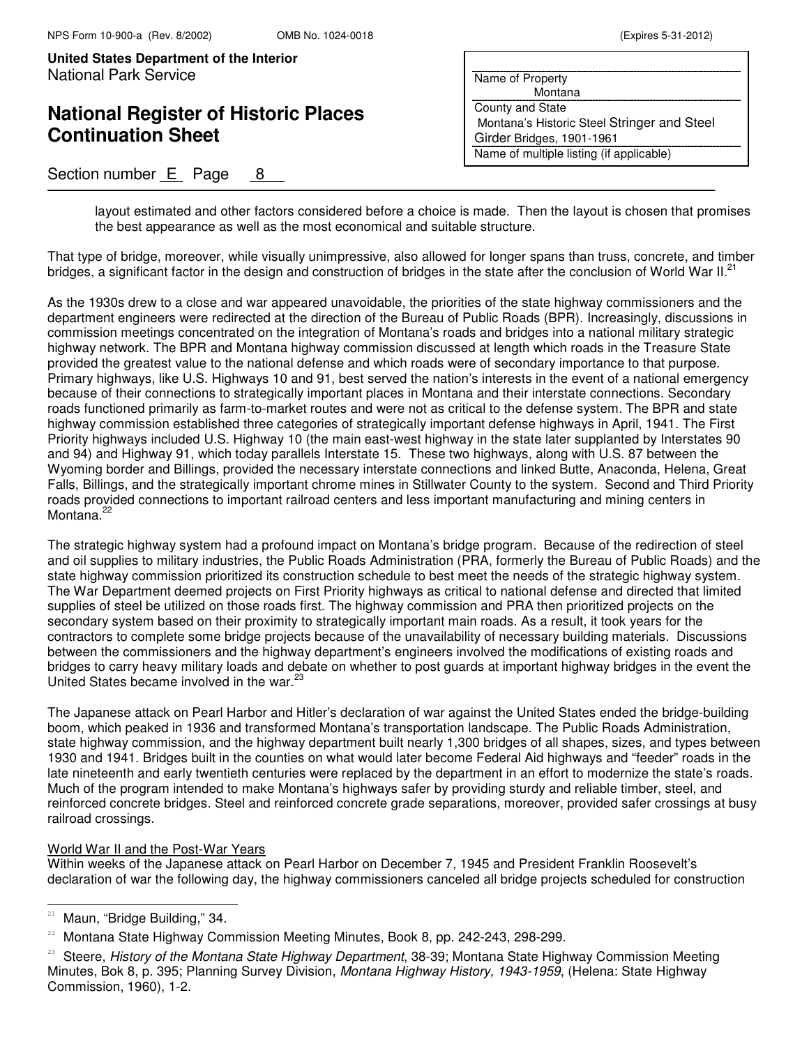layout estimated and other factors considered before a choice is made. Then the layout is chosen that promises the best appearance as well as the most economical and suitable structure.

That type of bridge, moreover, while visually unimpressive, also allowed for longer spans than truss, concrete, and timber bridges, a significant factor in the design and construction of bridges in the state after the conclusion of World War II.[21]

As the 1930s drew to a close and war appeared unavoidable, the priorities of the state highway commissioners and the department engineers were redirected at the direction of the Bureau of Public Roads (BPR). Increasingly, discussions in commission meetings concentrated on the integration of Montana's roads and bridges into a national military strategic highway network. The BPR and Montana highway commission discussed at length which roads in the Treasure State provided the greatest value to the national defense and which roads were of secondary importance to that purpose. Primary highways, like U.S. Highways 10 and 91, best served the nation's interests in the event of a national emergency because of their connections to strategically important places in Montana and their interstate connections. Secondary roads functioned primarily as farm-to-market routes and were not as critical to the defense system. The BPR and state highway commission established three categories of strategically important defense highways in April, 1941. The First Priority highways included U.S. Highway 10 (the main east-west highway in the state later supplanted by Interstates 90 and 94) and Highway 91, which today parallels Interstate 15. These two highways, along with U.S. 87 between the Wyoming border and Billings, provided the necessary interstate connections and linked Butte, Anaconda, Helena, Great Falls, Billings, and the strategically important chrome mines in Stillwater County to the system. Second and Third Priority roads provided connections to important railroad centers and less important manufacturing and mining centers in Montana.[22]

The strategic highway system had a profound impact on Montana's bridge program. Because of the redirection of steel and oil supplies to military industries, the Public Roads Administration (PRA, formerly the Bureau of Public Roads) and the state highway commission prioritized its construction schedule to best meet the needs of the strategic highway system. The War Department deemed projects on First Priority highways as critical to national defense and directed that limited supplies of steel be utilized on those roads first. The highway commission and PRA then prioritized projects on the secondary system based on their proximity to strategically important main roads. As a result, it took years for the contractors to complete some bridge projects because of the unavailability of necessary building materials. Discussions between the commissioners and the highway department's engineers involved the modifications of existing roads and bridges to carry heavy military loads and debate on whether to post guards at important highway bridges in the event the United States became involved in the war.[23]

The Japanese attack on Pearl Harbor and Hitler's declaration of war against the United States ended the bridge-building boom, which peaked in 1936 and transformed Montana's transportation landscape. The Public Roads Administration, state highway commission, and the highway department built nearly 1,300 bridges of all shapes, sizes, and types between 1930 and 1941. Bridges built in the counties on what would later become Federal Aid highways and "feeder" roads in the late nineteenth and early twentieth centuries were replaced by the department in an effort to modernize the state's roads. Much of the program intended to make Montana's highways safer by providing sturdy and reliable timber, steel, and reinforced concrete bridges. Steel and reinforced concrete grade separations, moreover, provided safer crossings at busy railroad crossings.

<u>World War II and the Post-War Years</u>

Within weeks of the Japanese attack on Pearl Harbor on December 7, 1945 and President Franklin Roosevelt's declaration of war the following day, the highway commissioners canceled all bridge projects scheduled for construction

---

[21] Maun, "Bridge Building," 34.

[22] Montana State Highway Commission Meeting Minutes, Book 8, pp. 242-243, 298-299.

[23] Steere, *History of the Montana State Highway Department*, 38-39; Montana State Highway Commission Meeting Minutes, Bok 8, p. 395; Planning Survey Division, *Montana Highway History, 1943-1959*, (Helena: State Highway Commission, 1960), 1-2.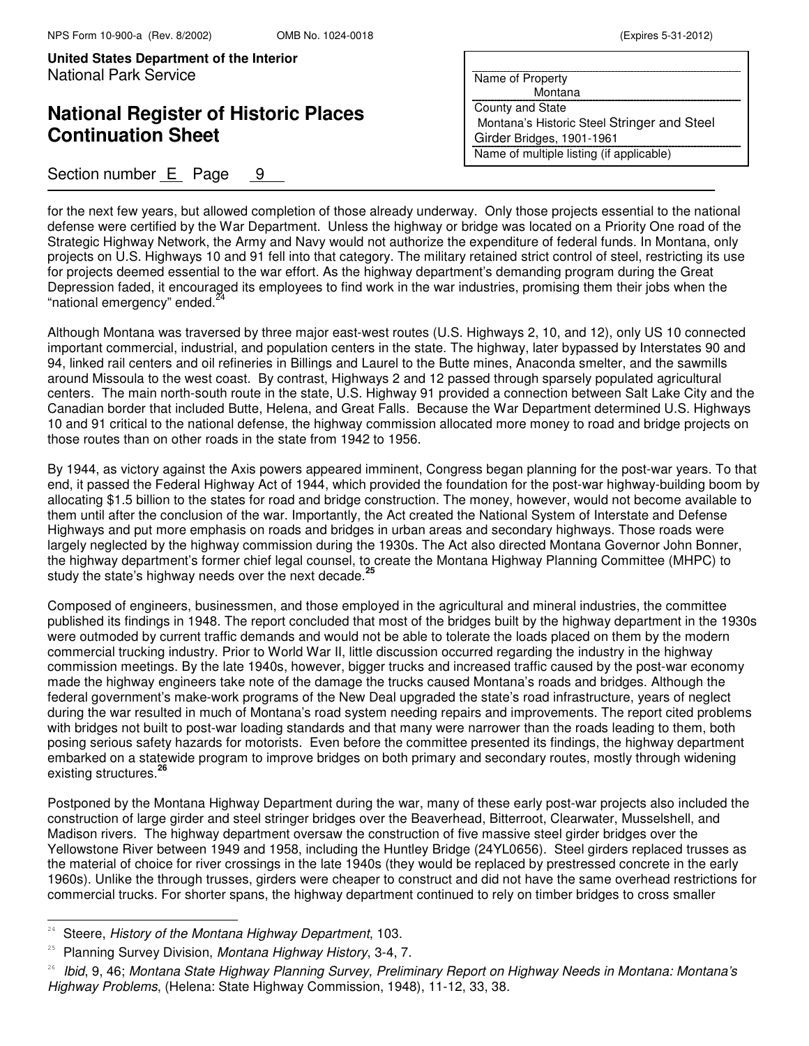for the next few years, but allowed completion of those already underway. Only those projects essential to the national defense were certified by the War Department. Unless the highway or bridge was located on a Priority One road of the Strategic Highway Network, the Army and Navy would not authorize the expenditure of federal funds. In Montana, only projects on U.S. Highways 10 and 91 fell into that category. The military retained strict control of steel, restricting its use for projects deemed essential to the war effort. As the highway department's demanding program during the Great Depression faded, it encouraged its employees to find work in the war industries, promising them their jobs when the "national emergency" ended.[24]

Although Montana was traversed by three major east-west routes (U.S. Highways 2, 10, and 12), only US 10 connected important commercial, industrial, and population centers in the state. The highway, later bypassed by Interstates 90 and 94, linked rail centers and oil refineries in Billings and Laurel to the Butte mines, Anaconda smelter, and the sawmills around Missoula to the west coast. By contrast, Highways 2 and 12 passed through sparsely populated agricultural centers. The main north-south route in the state, U.S. Highway 91 provided a connection between Salt Lake City and the Canadian border that included Butte, Helena, and Great Falls. Because the War Department determined U.S. Highways 10 and 91 critical to the national defense, the highway commission allocated more money to road and bridge projects on those routes than on other roads in the state from 1942 to 1956.

By 1944, as victory against the Axis powers appeared imminent, Congress began planning for the post-war years. To that end, it passed the Federal Highway Act of 1944, which provided the foundation for the post-war highway-building boom by allocating $1.5 billion to the states for road and bridge construction. The money, however, would not become available to them until after the conclusion of the war. Importantly, the Act created the National System of Interstate and Defense Highways and put more emphasis on roads and bridges in urban areas and secondary highways. Those roads were largely neglected by the highway commission during the 1930s. The Act also directed Montana Governor John Bonner, the highway department's former chief legal counsel, to create the Montana Highway Planning Committee (MHPC) to study the state's highway needs over the next decade.[25]

Composed of engineers, businessmen, and those employed in the agricultural and mineral industries, the committee published its findings in 1948. The report concluded that most of the bridges built by the highway department in the 1930s were outmoded by current traffic demands and would not be able to tolerate the loads placed on them by the modern commercial trucking industry. Prior to World War II, little discussion occurred regarding the industry in the highway commission meetings. By the late 1940s, however, bigger trucks and increased traffic caused by the post-war economy made the highway engineers take note of the damage the trucks caused Montana's roads and bridges. Although the federal government's make-work programs of the New Deal upgraded the state's road infrastructure, years of neglect during the war resulted in much of Montana's road system needing repairs and improvements. The report cited problems with bridges not built to post-war loading standards and that many were narrower than the roads leading to them, both posing serious safety hazards for motorists. Even before the committee presented its findings, the highway department embarked on a statewide program to improve bridges on both primary and secondary routes, mostly through widening existing structures.[26]

Postponed by the Montana Highway Department during the war, many of these early post-war projects also included the construction of large girder and steel stringer bridges over the Beaverhead, Bitterroot, Clearwater, Musselshell, and Madison rivers. The highway department oversaw the construction of five massive steel girder bridges over the Yellowstone River between 1949 and 1958, including the Huntley Bridge (24YL0656). Steel girders replaced trusses as the material of choice for river crossings in the late 1940s (they would be replaced by prestressed concrete in the early 1960s). Unlike the through trusses, girders were cheaper to construct and did not have the same overhead restrictions for commercial trucks. For shorter spans, the highway department continued to rely on timber bridges to cross smaller

---

[24] Steere, *History of the Montana Highway Department*, 103.

[25] Planning Survey Division, *Montana Highway History*, 3-4, 7.

[26] *Ibid*, 9, 46; *Montana State Highway Planning Survey, Preliminary Report on Highway Needs in Montana: Montana's Highway Problems*, (Helena: State Highway Commission, 1948), 11-12, 33, 38.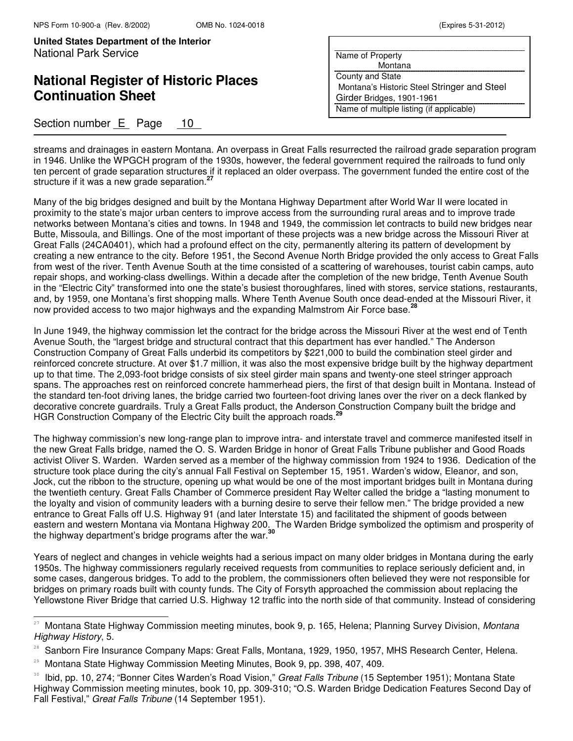streams and drainages in eastern Montana. An overpass in Great Falls resurrected the railroad grade separation program in 1946. Unlike the WPGCH program of the 1930s, however, the federal government required the railroads to fund only ten percent of grade separation structures if it replaced an older overpass. The government funded the entire cost of the structure if it was a new grade separation.[27]

Many of the big bridges designed and built by the Montana Highway Department after World War II were located in proximity to the state's major urban centers to improve access from the surrounding rural areas and to improve trade networks between Montana's cities and towns. In 1948 and 1949, the commission let contracts to build new bridges near Butte, Missoula, and Billings. One of the most important of these projects was a new bridge across the Missouri River at Great Falls (24CA0401), which had a profound effect on the city, permanently altering its pattern of development by creating a new entrance to the city. Before 1951, the Second Avenue North Bridge provided the only access to Great Falls from west of the river. Tenth Avenue South at the time consisted of a scattering of warehouses, tourist cabin camps, auto repair shops, and working-class dwellings. Within a decade after the completion of the new bridge, Tenth Avenue South in the "Electric City" transformed into one the state's busiest thoroughfares, lined with stores, service stations, restaurants, and, by 1959, one Montana's first shopping malls. Where Tenth Avenue South once dead-ended at the Missouri River, it now provided access to two major highways and the expanding Malmstrom Air Force base.[28]

In June 1949, the highway commission let the contract for the bridge across the Missouri River at the west end of Tenth Avenue South, the "largest bridge and structural contract that this department has ever handled." The Anderson Construction Company of Great Falls underbid its competitors by $221,000 to build the combination steel girder and reinforced concrete structure. At over $1.7 million, it was also the most expensive bridge built by the highway department up to that time. The 2,093-foot bridge consists of six steel girder main spans and twenty-one steel stringer approach spans. The approaches rest on reinforced concrete hammerhead piers, the first of that design built in Montana. Instead of the standard ten-foot driving lanes, the bridge carried two fourteen-foot driving lanes over the river on a deck flanked by decorative concrete guardrails. Truly a Great Falls product, the Anderson Construction Company built the bridge and HGR Construction Company of the Electric City built the approach roads.[29]

The highway commission's new long-range plan to improve intra- and interstate travel and commerce manifested itself in the new Great Falls bridge, named the O. S. Warden Bridge in honor of Great Falls Tribune publisher and Good Roads activist Oliver S. Warden. Warden served as a member of the highway commission from 1924 to 1936. Dedication of the structure took place during the city's annual Fall Festival on September 15, 1951. Warden's widow, Eleanor, and son, Jock, cut the ribbon to the structure, opening up what would be one of the most important bridges built in Montana during the twentieth century. Great Falls Chamber of Commerce president Ray Welter called the bridge a "lasting monument to the loyalty and vision of community leaders with a burning desire to serve their fellow men." The bridge provided a new entrance to Great Falls off U.S. Highway 91 (and later Interstate 15) and facilitated the shipment of goods between eastern and western Montana via Montana Highway 200. The Warden Bridge symbolized the optimism and prosperity of the highway department's bridge programs after the war.[30]

Years of neglect and changes in vehicle weights had a serious impact on many older bridges in Montana during the early 1950s. The highway commissioners regularly received requests from communities to replace seriously deficient and, in some cases, dangerous bridges. To add to the problem, the commissioners often believed they were not responsible for bridges on primary roads built with county funds. The City of Forsyth approached the commission about replacing the Yellowstone River Bridge that carried U.S. Highway 12 traffic into the north side of that community. Instead of considering

---

[27] Montana State Highway Commission meeting minutes, book 9, p. 165, Helena; Planning Survey Division, *Montana Highway History*, 5.

[28] Sanborn Fire Insurance Company Maps: Great Falls, Montana, 1929, 1950, 1957, MHS Research Center, Helena.

[29] Montana State Highway Commission Meeting Minutes, Book 9, pp. 398, 407, 409.

[30] Ibid, pp. 10, 274; "Bonner Cites Warden's Road Vision," *Great Falls Tribune* (15 September 1951); Montana State Highway Commission meeting minutes, book 10, pp. 309-310; "O.S. Warden Bridge Dedication Features Second Day of Fall Festival," *Great Falls Tribune* (14 September 1951).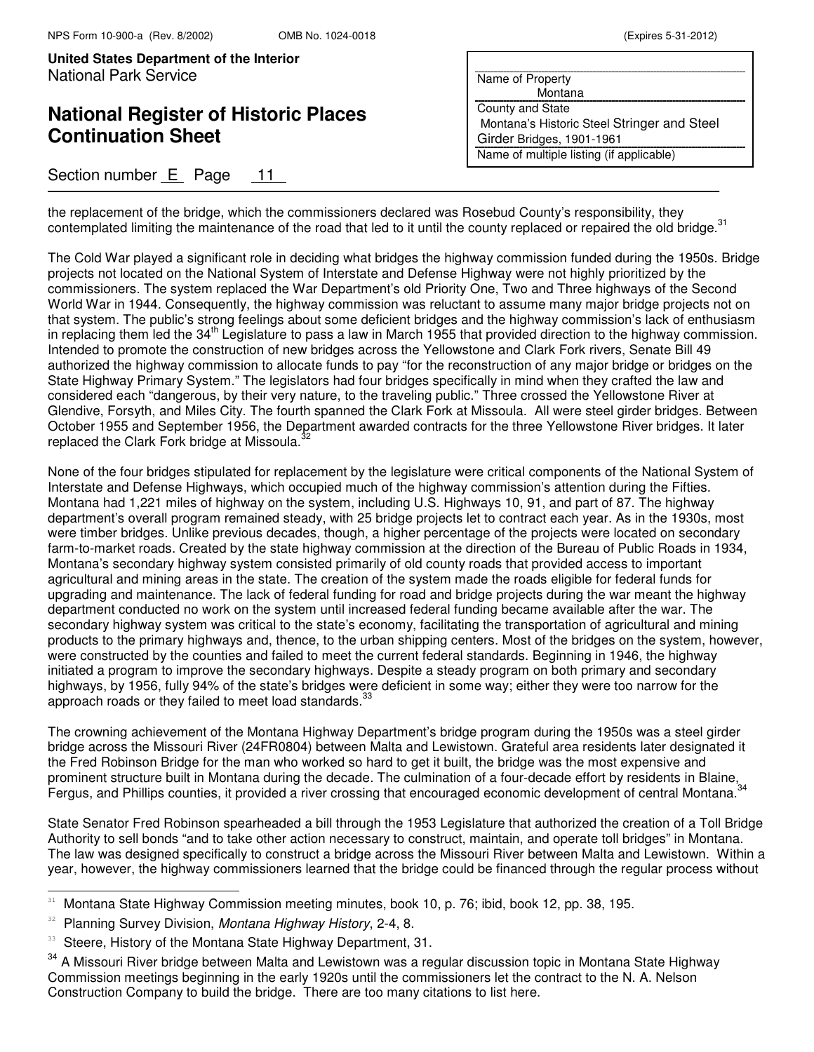the replacement of the bridge, which the commissioners declared was Rosebud County's responsibility, they contemplated limiting the maintenance of the road that led to it until the county replaced or repaired the old bridge.[31]

The Cold War played a significant role in deciding what bridges the highway commission funded during the 1950s. Bridge projects not located on the National System of Interstate and Defense Highway were not highly prioritized by the commissioners. The system replaced the War Department's old Priority One, Two and Three highways of the Second World War in 1944. Consequently, the highway commission was reluctant to assume many major bridge projects not on that system. The public's strong feelings about some deficient bridges and the highway commission's lack of enthusiasm in replacing them led the 34th Legislature to pass a law in March 1955 that provided direction to the highway commission. Intended to promote the construction of new bridges across the Yellowstone and Clark Fork rivers, Senate Bill 49 authorized the highway commission to allocate funds to pay "for the reconstruction of any major bridge or bridges on the State Highway Primary System." The legislators had four bridges specifically in mind when they crafted the law and considered each "dangerous, by their very nature, to the traveling public." Three crossed the Yellowstone River at Glendive, Forsyth, and Miles City. The fourth spanned the Clark Fork at Missoula. All were steel girder bridges. Between October 1955 and September 1956, the Department awarded contracts for the three Yellowstone River bridges. It later replaced the Clark Fork bridge at Missoula.[32]

None of the four bridges stipulated for replacement by the legislature were critical components of the National System of Interstate and Defense Highways, which occupied much of the highway commission's attention during the Fifties. Montana had 1,221 miles of highway on the system, including U.S. Highways 10, 91, and part of 87. The highway department's overall program remained steady, with 25 bridge projects let to contract each year. As in the 1930s, most were timber bridges. Unlike previous decades, though, a higher percentage of the projects were located on secondary farm-to-market roads. Created by the state highway commission at the direction of the Bureau of Public Roads in 1934, Montana's secondary highway system consisted primarily of old county roads that provided access to important agricultural and mining areas in the state. The creation of the system made the roads eligible for federal funds for upgrading and maintenance. The lack of federal funding for road and bridge projects during the war meant the highway department conducted no work on the system until increased federal funding became available after the war. The secondary highway system was critical to the state's economy, facilitating the transportation of agricultural and mining products to the primary highways and, thence, to the urban shipping centers. Most of the bridges on the system, however, were constructed by the counties and failed to meet the current federal standards. Beginning in 1946, the highway initiated a program to improve the secondary highways. Despite a steady program on both primary and secondary highways, by 1956, fully 94% of the state's bridges were deficient in some way; either they were too narrow for the approach roads or they failed to meet load standards.[33]

The crowning achievement of the Montana Highway Department's bridge program during the 1950s was a steel girder bridge across the Missouri River (24FR0804) between Malta and Lewistown. Grateful area residents later designated it the Fred Robinson Bridge for the man who worked so hard to get it built, the bridge was the most expensive and prominent structure built in Montana during the decade. The culmination of a four-decade effort by residents in Blaine, Fergus, and Phillips counties, it provided a river crossing that encouraged economic development of central Montana.[34]

State Senator Fred Robinson spearheaded a bill through the 1953 Legislature that authorized the creation of a Toll Bridge Authority to sell bonds "and to take other action necessary to construct, maintain, and operate toll bridges" in Montana. The law was designed specifically to construct a bridge across the Missouri River between Malta and Lewistown. Within a year, however, the highway commissioners learned that the bridge could be financed through the regular process without

---

[31] Montana State Highway Commission meeting minutes, book 10, p. 76; ibid, book 12, pp. 38, 195.

[32] Planning Survey Division, *Montana Highway History*, 2-4, 8.

[33] Steere, History of the Montana State Highway Department, 31.

[34] A Missouri River bridge between Malta and Lewistown was a regular discussion topic in Montana State Highway Commission meetings beginning in the early 1920s until the commissioners let the contract to the N. A. Nelson Construction Company to build the bridge. There are too many citations to list here.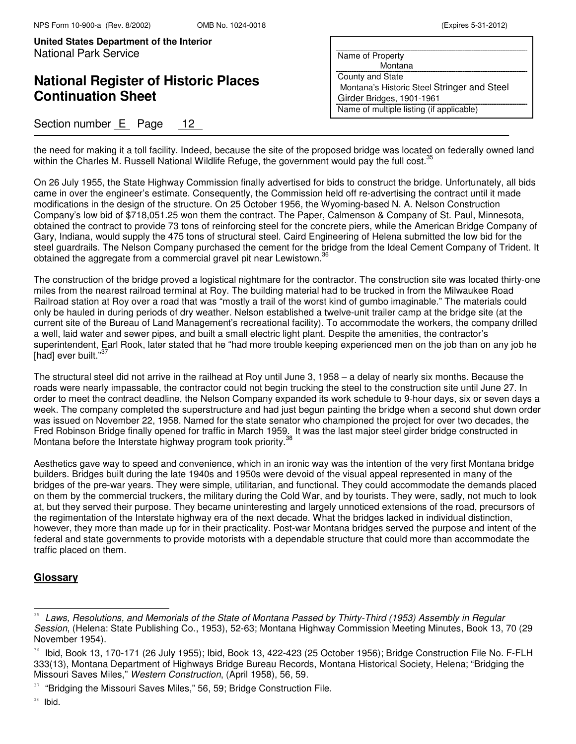the need for making it a toll facility. Indeed, because the site of the proposed bridge was located on federally owned land within the Charles M. Russell National Wildlife Refuge, the government would pay the full cost.[35]

On 26 July 1955, the State Highway Commission finally advertised for bids to construct the bridge. Unfortunately, all bids came in over the engineer's estimate. Consequently, the Commission held off re-advertising the contract until it made modifications in the design of the structure. On 25 October 1956, the Wyoming-based N. A. Nelson Construction Company's low bid of $718,051.25 won them the contract. The Paper, Calmenson & Company of St. Paul, Minnesota, obtained the contract to provide 73 tons of reinforcing steel for the concrete piers, while the American Bridge Company of Gary, Indiana, would supply the 475 tons of structural steel. Caird Engineering of Helena submitted the low bid for the steel guardrails. The Nelson Company purchased the cement for the bridge from the Ideal Cement Company of Trident. It obtained the aggregate from a commercial gravel pit near Lewistown.[36]

The construction of the bridge proved a logistical nightmare for the contractor. The construction site was located thirty-one miles from the nearest railroad terminal at Roy. The building material had to be trucked in from the Milwaukee Road Railroad station at Roy over a road that was "mostly a trail of the worst kind of gumbo imaginable." The materials could only be hauled in during periods of dry weather. Nelson established a twelve-unit trailer camp at the bridge site (at the current site of the Bureau of Land Management's recreational facility). To accommodate the workers, the company drilled a well, laid water and sewer pipes, and built a small electric light plant. Despite the amenities, the contractor's superintendent, Earl Rook, later stated that he "had more trouble keeping experienced men on the job than on any job he [had] ever built."[37]

The structural steel did not arrive in the railhead at Roy until June 3, 1958 – a delay of nearly six months. Because the roads were nearly impassable, the contractor could not begin trucking the steel to the construction site until June 27. In order to meet the contract deadline, the Nelson Company expanded its work schedule to 9-hour days, six or seven days a week. The company completed the superstructure and had just begun painting the bridge when a second shut down order was issued on November 22, 1958. Named for the state senator who championed the project for over two decades, the Fred Robinson Bridge finally opened for traffic in March 1959. It was the last major steel girder bridge constructed in Montana before the Interstate highway program took priority.[38]

Aesthetics gave way to speed and convenience, which in an ironic way was the intention of the very first Montana bridge builders. Bridges built during the late 1940s and 1950s were devoid of the visual appeal represented in many of the bridges of the pre-war years. They were simple, utilitarian, and functional. They could accommodate the demands placed on them by the commercial truckers, the military during the Cold War, and by tourists. They were, sadly, not much to look at, but they served their purpose. They became uninteresting and largely unnoticed extensions of the road, precursors of the regimentation of the Interstate highway era of the next decade. What the bridges lacked in individual distinction, however, they more than made up for in their practicality. Post-war Montana bridges served the purpose and intent of the federal and state governments to provide motorists with a dependable structure that could more than accommodate the traffic placed on them.

## **Glossary**

---

[35] *Laws, Resolutions, and Memorials of the State of Montana Passed by Thirty-Third (1953) Assembly in Regular Session*, (Helena: State Publishing Co., 1953), 52-63; Montana Highway Commission Meeting Minutes, Book 13, 70 (29 November 1954).

[36] Ibid, Book 13, 170-171 (26 July 1955); Ibid, Book 13, 422-423 (25 October 1956); Bridge Construction File No. F-FLH 333(13), Montana Department of Highways Bridge Bureau Records, Montana Historical Society, Helena; "Bridging the Missouri Saves Miles," *Western Construction*, (April 1958), 56, 59.

[37] "Bridging the Missouri Saves Miles," 56, 59; Bridge Construction File.

[38] Ibid.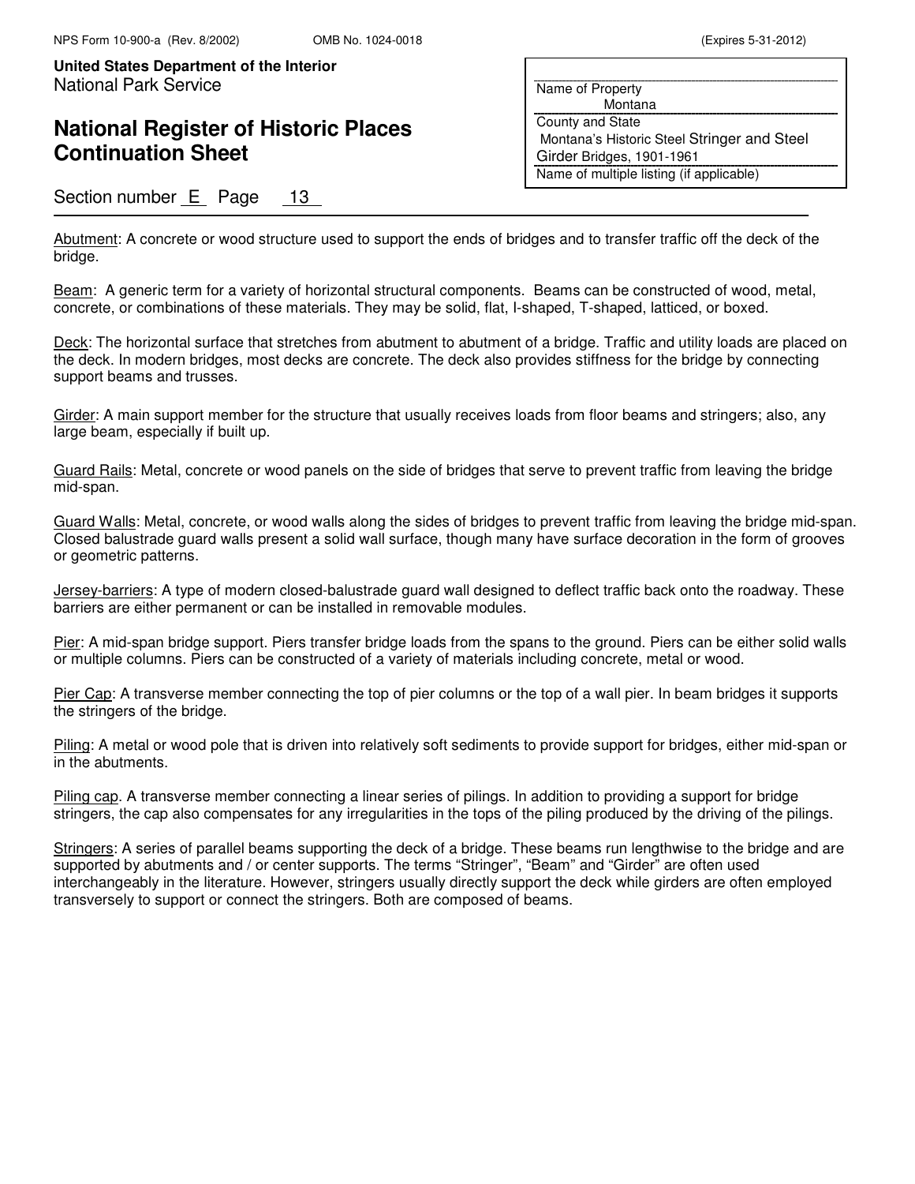Abutment: A concrete or wood structure used to support the ends of bridges and to transfer traffic off the deck of the bridge.

Beam: A generic term for a variety of horizontal structural components. Beams can be constructed of wood, metal, concrete, or combinations of these materials. They may be solid, flat, I-shaped, T-shaped, latticed, or boxed.

Deck: The horizontal surface that stretches from abutment to abutment of a bridge. Traffic and utility loads are placed on the deck. In modern bridges, most decks are concrete. The deck also provides stiffness for the bridge by connecting support beams and trusses.

Girder: A main support member for the structure that usually receives loads from floor beams and stringers; also, any large beam, especially if built up.

Guard Rails: Metal, concrete or wood panels on the side of bridges that serve to prevent traffic from leaving the bridge mid-span.

Guard Walls: Metal, concrete, or wood walls along the sides of bridges to prevent traffic from leaving the bridge mid-span. Closed balustrade guard walls present a solid wall surface, though many have surface decoration in the form of grooves or geometric patterns.

Jersey-barriers: A type of modern closed-balustrade guard wall designed to deflect traffic back onto the roadway. These barriers are either permanent or can be installed in removable modules.

Pier: A mid-span bridge support. Piers transfer bridge loads from the spans to the ground. Piers can be either solid walls or multiple columns. Piers can be constructed of a variety of materials including concrete, metal or wood.

Pier Cap: A transverse member connecting the top of pier columns or the top of a wall pier. In beam bridges it supports the stringers of the bridge.

Piling: A metal or wood pole that is driven into relatively soft sediments to provide support for bridges, either mid-span or in the abutments.

Piling cap. A transverse member connecting a linear series of pilings. In addition to providing a support for bridge stringers, the cap also compensates for any irregularities in the tops of the piling produced by the driving of the pilings.

Stringers: A series of parallel beams supporting the deck of a bridge. These beams run lengthwise to the bridge and are supported by abutments and / or center supports. The terms "Stringer", "Beam" and "Girder" are often used interchangeably in the literature. However, stringers usually directly support the deck while girders are often employed transversely to support or connect the stringers. Both are composed of beams.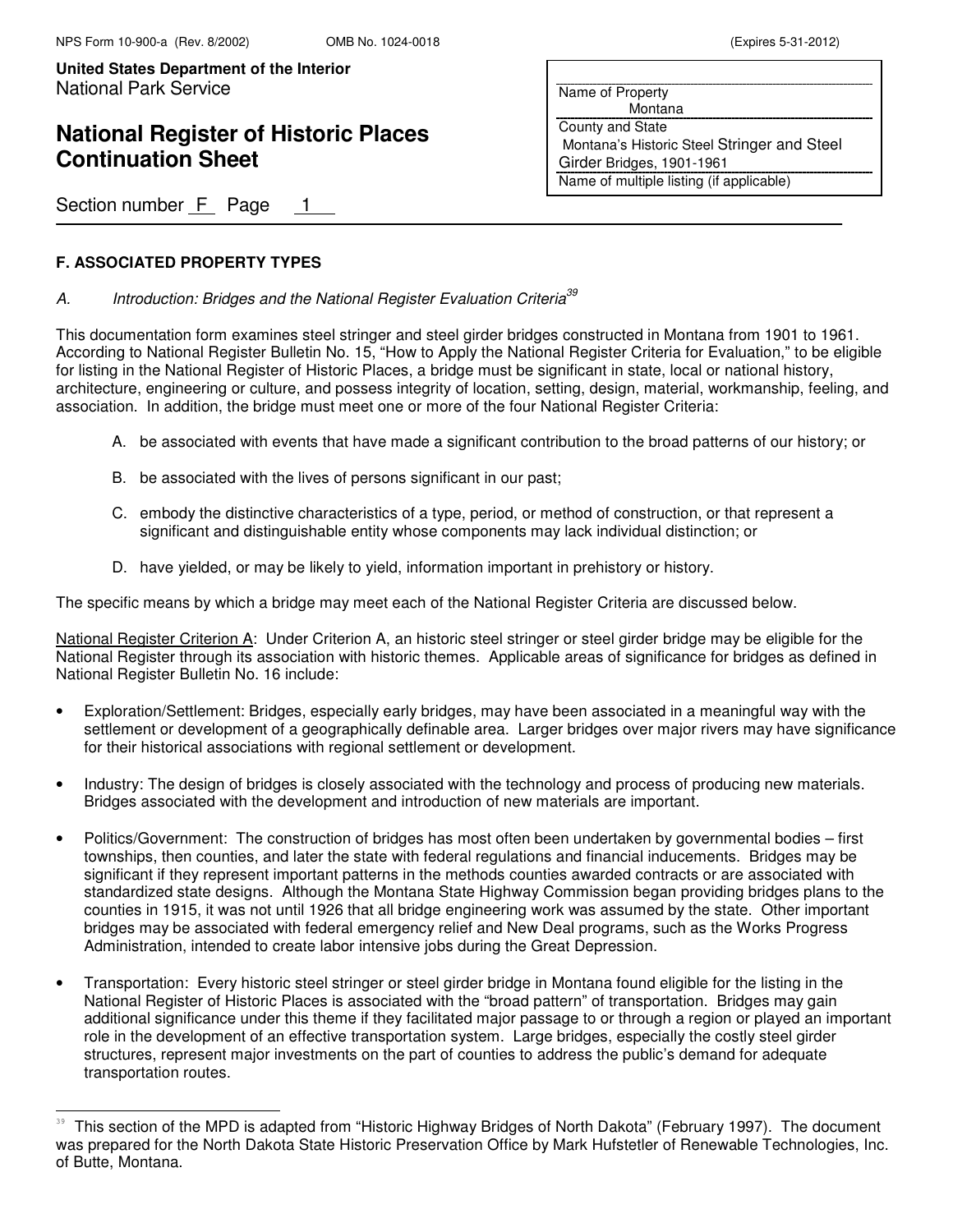## F. ASSOCIATED PROPERTY TYPES

*A. Introduction: Bridges and the National Register Evaluation Criteria*[39]

This documentation form examines steel stringer and steel girder bridges constructed in Montana from 1901 to 1961. According to National Register Bulletin No. 15, "How to Apply the National Register Criteria for Evaluation," to be eligible for listing in the National Register of Historic Places, a bridge must be significant in state, local or national history, architecture, engineering or culture, and possess integrity of location, setting, design, material, workmanship, feeling, and association. In addition, the bridge must meet one or more of the four National Register Criteria:

A. be associated with events that have made a significant contribution to the broad patterns of our history; or

B. be associated with the lives of persons significant in our past;

C. embody the distinctive characteristics of a type, period, or method of construction, or that represent a significant and distinguishable entity whose components may lack individual distinction; or

D. have yielded, or may be likely to yield, information important in prehistory or history.

The specific means by which a bridge may meet each of the National Register Criteria are discussed below.

National Register Criterion A: Under Criterion A, an historic steel stringer or steel girder bridge may be eligible for the National Register through its association with historic themes. Applicable areas of significance for bridges as defined in National Register Bulletin No. 16 include:

- Exploration/Settlement: Bridges, especially early bridges, may have been associated in a meaningful way with the settlement or development of a geographically definable area. Larger bridges over major rivers may have significance for their historical associations with regional settlement or development.
- Industry: The design of bridges is closely associated with the technology and process of producing new materials. Bridges associated with the development and introduction of new materials are important.
- Politics/Government: The construction of bridges has most often been undertaken by governmental bodies – first townships, then counties, and later the state with federal regulations and financial inducements. Bridges may be significant if they represent important patterns in the methods counties awarded contracts or are associated with standardized state designs. Although the Montana State Highway Commission began providing bridges plans to the counties in 1915, it was not until 1926 that all bridge engineering work was assumed by the state. Other important bridges may be associated with federal emergency relief and New Deal programs, such as the Works Progress Administration, intended to create labor intensive jobs during the Great Depression.
- Transportation: Every historic steel stringer or steel girder bridge in Montana found eligible for the listing in the National Register of Historic Places is associated with the "broad pattern" of transportation. Bridges may gain additional significance under this theme if they facilitated major passage to or through a region or played an important role in the development of an effective transportation system. Large bridges, especially the costly steel girder structures, represent major investments on the part of counties to address the public's demand for adequate transportation routes.

[39] This section of the MPD is adapted from "Historic Highway Bridges of North Dakota" (February 1997). The document was prepared for the North Dakota State Historic Preservation Office by Mark Hufstetler of Renewable Technologies, Inc. of Butte, Montana.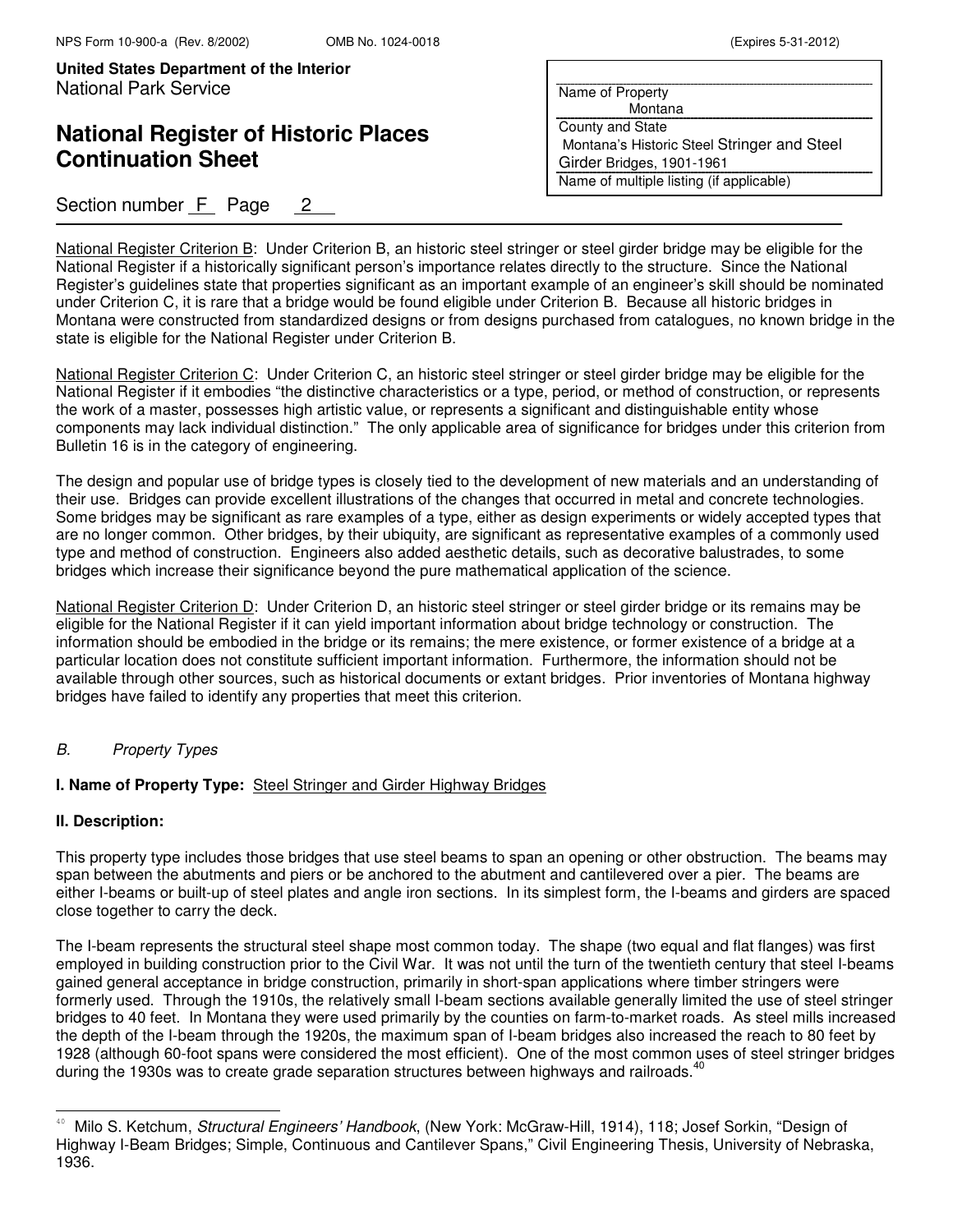National Register Criterion B: Under Criterion B, an historic steel stringer or steel girder bridge may be eligible for the National Register if a historically significant person's importance relates directly to the structure. Since the National Register's guidelines state that properties significant as an important example of an engineer's skill should be nominated under Criterion C, it is rare that a bridge would be found eligible under Criterion B. Because all historic bridges in Montana were constructed from standardized designs or from designs purchased from catalogues, no known bridge in the state is eligible for the National Register under Criterion B.

National Register Criterion C: Under Criterion C, an historic steel stringer or steel girder bridge may be eligible for the National Register if it embodies "the distinctive characteristics or a type, period, or method of construction, or represents the work of a master, possesses high artistic value, or represents a significant and distinguishable entity whose components may lack individual distinction." The only applicable area of significance for bridges under this criterion from Bulletin 16 is in the category of engineering.

The design and popular use of bridge types is closely tied to the development of new materials and an understanding of their use. Bridges can provide excellent illustrations of the changes that occurred in metal and concrete technologies. Some bridges may be significant as rare examples of a type, either as design experiments or widely accepted types that are no longer common. Other bridges, by their ubiquity, are significant as representative examples of a commonly used type and method of construction. Engineers also added aesthetic details, such as decorative balustrades, to some bridges which increase their significance beyond the pure mathematical application of the science.

National Register Criterion D: Under Criterion D, an historic steel stringer or steel girder bridge or its remains may be eligible for the National Register if it can yield important information about bridge technology or construction. The information should be embodied in the bridge or its remains; the mere existence, or former existence of a bridge at a particular location does not constitute sufficient important information. Furthermore, the information should not be available through other sources, such as historical documents or extant bridges. Prior inventories of Montana highway bridges have failed to identify any properties that meet this criterion.

*B. Property Types*

**I. Name of Property Type:** Steel Stringer and Girder Highway Bridges

**II. Description:**

This property type includes those bridges that use steel beams to span an opening or other obstruction. The beams may span between the abutments and piers or be anchored to the abutment and cantilevered over a pier. The beams are either I-beams or built-up of steel plates and angle iron sections. In its simplest form, the I-beams and girders are spaced close together to carry the deck.

The I-beam represents the structural steel shape most common today. The shape (two equal and flat flanges) was first employed in building construction prior to the Civil War. It was not until the turn of the twentieth century that steel I-beams gained general acceptance in bridge construction, primarily in short-span applications where timber stringers were formerly used. Through the 1910s, the relatively small I-beam sections available generally limited the use of steel stringer bridges to 40 feet. In Montana they were used primarily by the counties on farm-to-market roads. As steel mills increased the depth of the I-beam through the 1920s, the maximum span of I-beam bridges also increased the reach to 80 feet by 1928 (although 60-foot spans were considered the most efficient). One of the most common uses of steel stringer bridges during the 1930s was to create grade separation structures between highways and railroads.[40]

---

[40] Milo S. Ketchum, *Structural Engineers' Handbook*, (New York: McGraw-Hill, 1914), 118; Josef Sorkin, "Design of Highway I-Beam Bridges; Simple, Continuous and Cantilever Spans," Civil Engineering Thesis, University of Nebraska, 1936.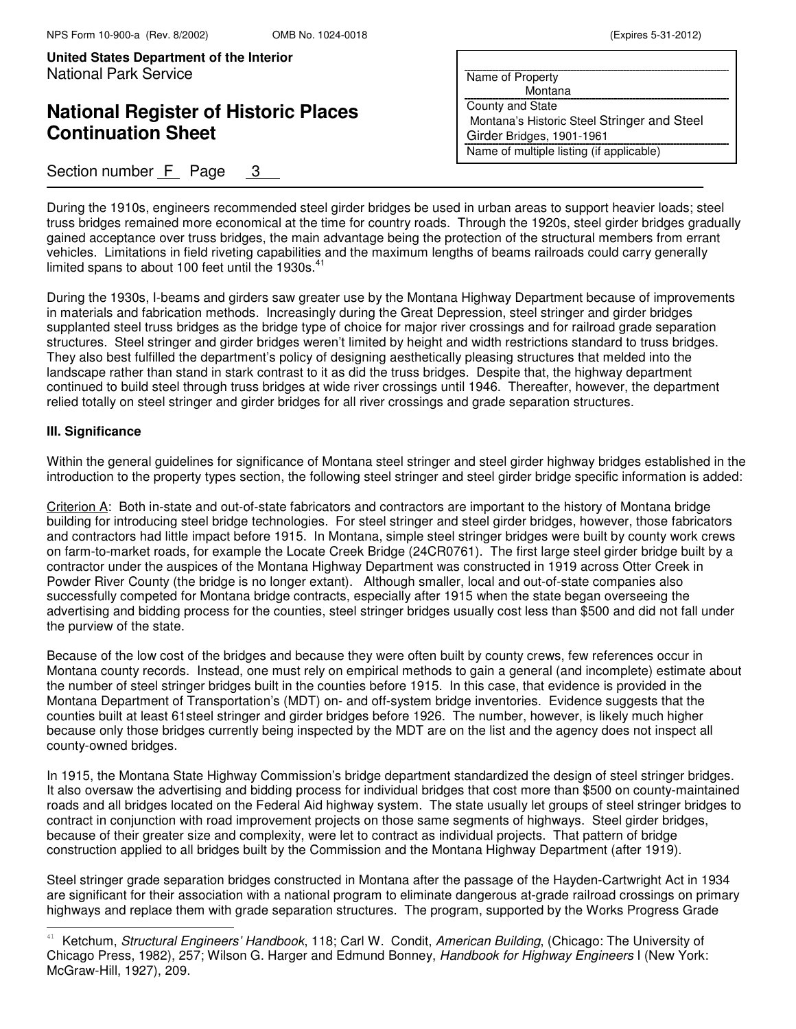During the 1910s, engineers recommended steel girder bridges be used in urban areas to support heavier loads; steel truss bridges remained more economical at the time for country roads. Through the 1920s, steel girder bridges gradually gained acceptance over truss bridges, the main advantage being the protection of the structural members from errant vehicles. Limitations in field riveting capabilities and the maximum lengths of beams railroads could carry generally limited spans to about 100 feet until the 1930s.[41]

During the 1930s, I-beams and girders saw greater use by the Montana Highway Department because of improvements in materials and fabrication methods. Increasingly during the Great Depression, steel stringer and girder bridges supplanted steel truss bridges as the bridge type of choice for major river crossings and for railroad grade separation structures. Steel stringer and girder bridges weren't limited by height and width restrictions standard to truss bridges. They also best fulfilled the department's policy of designing aesthetically pleasing structures that melded into the landscape rather than stand in stark contrast to it as did the truss bridges. Despite that, the highway department continued to build steel through truss bridges at wide river crossings until 1946. Thereafter, however, the department relied totally on steel stringer and girder bridges for all river crossings and grade separation structures.

**III. Significance**

Within the general guidelines for significance of Montana steel stringer and steel girder highway bridges established in the introduction to the property types section, the following steel stringer and steel girder bridge specific information is added:

Criterion A: Both in-state and out-of-state fabricators and contractors are important to the history of Montana bridge building for introducing steel bridge technologies. For steel stringer and steel girder bridges, however, those fabricators and contractors had little impact before 1915. In Montana, simple steel stringer bridges were built by county work crews on farm-to-market roads, for example the Locate Creek Bridge (24CR0761). The first large steel girder bridge built by a contractor under the auspices of the Montana Highway Department was constructed in 1919 across Otter Creek in Powder River County (the bridge is no longer extant). Although smaller, local and out-of-state companies also successfully competed for Montana bridge contracts, especially after 1915 when the state began overseeing the advertising and bidding process for the counties, steel stringer bridges usually cost less than $500 and did not fall under the purview of the state.

Because of the low cost of the bridges and because they were often built by county crews, few references occur in Montana county records. Instead, one must rely on empirical methods to gain a general (and incomplete) estimate about the number of steel stringer bridges built in the counties before 1915. In this case, that evidence is provided in the Montana Department of Transportation's (MDT) on- and off-system bridge inventories. Evidence suggests that the counties built at least 61steel stringer and girder bridges before 1926. The number, however, is likely much higher because only those bridges currently being inspected by the MDT are on the list and the agency does not inspect all county-owned bridges.

In 1915, the Montana State Highway Commission's bridge department standardized the design of steel stringer bridges. It also oversaw the advertising and bidding process for individual bridges that cost more than $500 on county-maintained roads and all bridges located on the Federal Aid highway system. The state usually let groups of steel stringer bridges to contract in conjunction with road improvement projects on those same segments of highways. Steel girder bridges, because of their greater size and complexity, were let to contract as individual projects. That pattern of bridge construction applied to all bridges built by the Commission and the Montana Highway Department (after 1919).

Steel stringer grade separation bridges constructed in Montana after the passage of the Hayden-Cartwright Act in 1934 are significant for their association with a national program to eliminate dangerous at-grade railroad crossings on primary highways and replace them with grade separation structures. The program, supported by the Works Progress Grade

[41] Ketchum, *Structural Engineers' Handbook*, 118; Carl W. Condit, *American Building*, (Chicago: The University of Chicago Press, 1982), 257; Wilson G. Harger and Edmund Bonney, *Handbook for Highway Engineers* I (New York: McGraw-Hill, 1927), 209.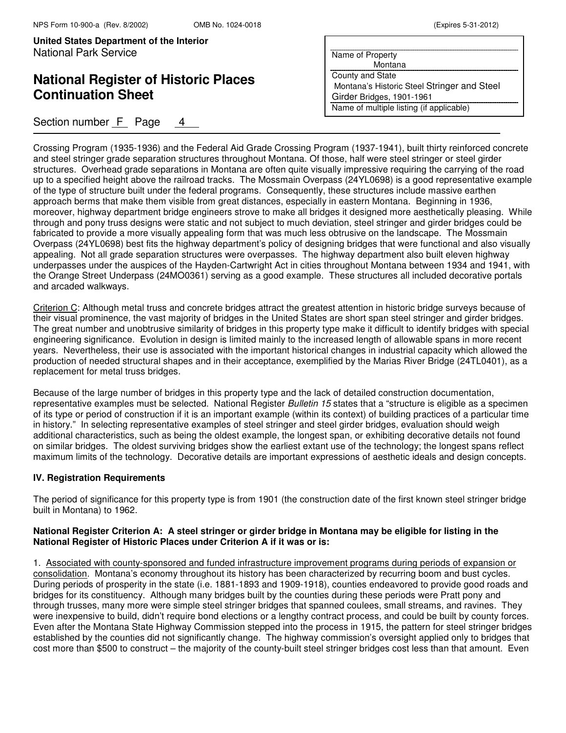Crossing Program (1935-1936) and the Federal Aid Grade Crossing Program (1937-1941), built thirty reinforced concrete and steel stringer grade separation structures throughout Montana. Of those, half were steel stringer or steel girder structures. Overhead grade separations in Montana are often quite visually impressive requiring the carrying of the road up to a specified height above the railroad tracks. The Mossmain Overpass (24YL0698) is a good representative example of the type of structure built under the federal programs. Consequently, these structures include massive earthen approach berms that make them visible from great distances, especially in eastern Montana. Beginning in 1936, moreover, highway department bridge engineers strove to make all bridges it designed more aesthetically pleasing. While through and pony truss designs were static and not subject to much deviation, steel stringer and girder bridges could be fabricated to provide a more visually appealing form that was much less obtrusive on the landscape. The Mossmain Overpass (24YL0698) best fits the highway department's policy of designing bridges that were functional and also visually appealing. Not all grade separation structures were overpasses. The highway department also built eleven highway underpasses under the auspices of the Hayden-Cartwright Act in cities throughout Montana between 1934 and 1941, with the Orange Street Underpass (24MO0361) serving as a good example. These structures all included decorative portals and arcaded walkways.

Criterion C: Although metal truss and concrete bridges attract the greatest attention in historic bridge surveys because of their visual prominence, the vast majority of bridges in the United States are short span steel stringer and girder bridges. The great number and unobtrusive similarity of bridges in this property type make it difficult to identify bridges with special engineering significance. Evolution in design is limited mainly to the increased length of allowable spans in more recent years. Nevertheless, their use is associated with the important historical changes in industrial capacity which allowed the production of needed structural shapes and in their acceptance, exemplified by the Marias River Bridge (24TL0401), as a replacement for metal truss bridges.

Because of the large number of bridges in this property type and the lack of detailed construction documentation, representative examples must be selected. National Register *Bulletin 15* states that a "structure is eligible as a specimen of its type or period of construction if it is an important example (within its context) of building practices of a particular time in history." In selecting representative examples of steel stringer and steel girder bridges, evaluation should weigh additional characteristics, such as being the oldest example, the longest span, or exhibiting decorative details not found on similar bridges. The oldest surviving bridges show the earliest extant use of the technology; the longest spans reflect maximum limits of the technology. Decorative details are important expressions of aesthetic ideals and design concepts.

### IV. Registration Requirements

The period of significance for this property type is from 1901 (the construction date of the first known steel stringer bridge built in Montana) to 1962.

**National Register Criterion A: A steel stringer or girder bridge in Montana may be eligible for listing in the National Register of Historic Places under Criterion A if it was or is:**

1. Associated with county-sponsored and funded infrastructure improvement programs during periods of expansion or consolidation. Montana's economy throughout its history has been characterized by recurring boom and bust cycles. During periods of prosperity in the state (i.e. 1881-1893 and 1909-1918), counties endeavored to provide good roads and bridges for its constituency. Although many bridges built by the counties during these periods were Pratt pony and through trusses, many more were simple steel stringer bridges that spanned coulees, small streams, and ravines. They were inexpensive to build, didn't require bond elections or a lengthy contract process, and could be built by county forces. Even after the Montana State Highway Commission stepped into the process in 1915, the pattern for steel stringer bridges established by the counties did not significantly change. The highway commission's oversight applied only to bridges that cost more than $500 to construct – the majority of the county-built steel stringer bridges cost less than that amount. Even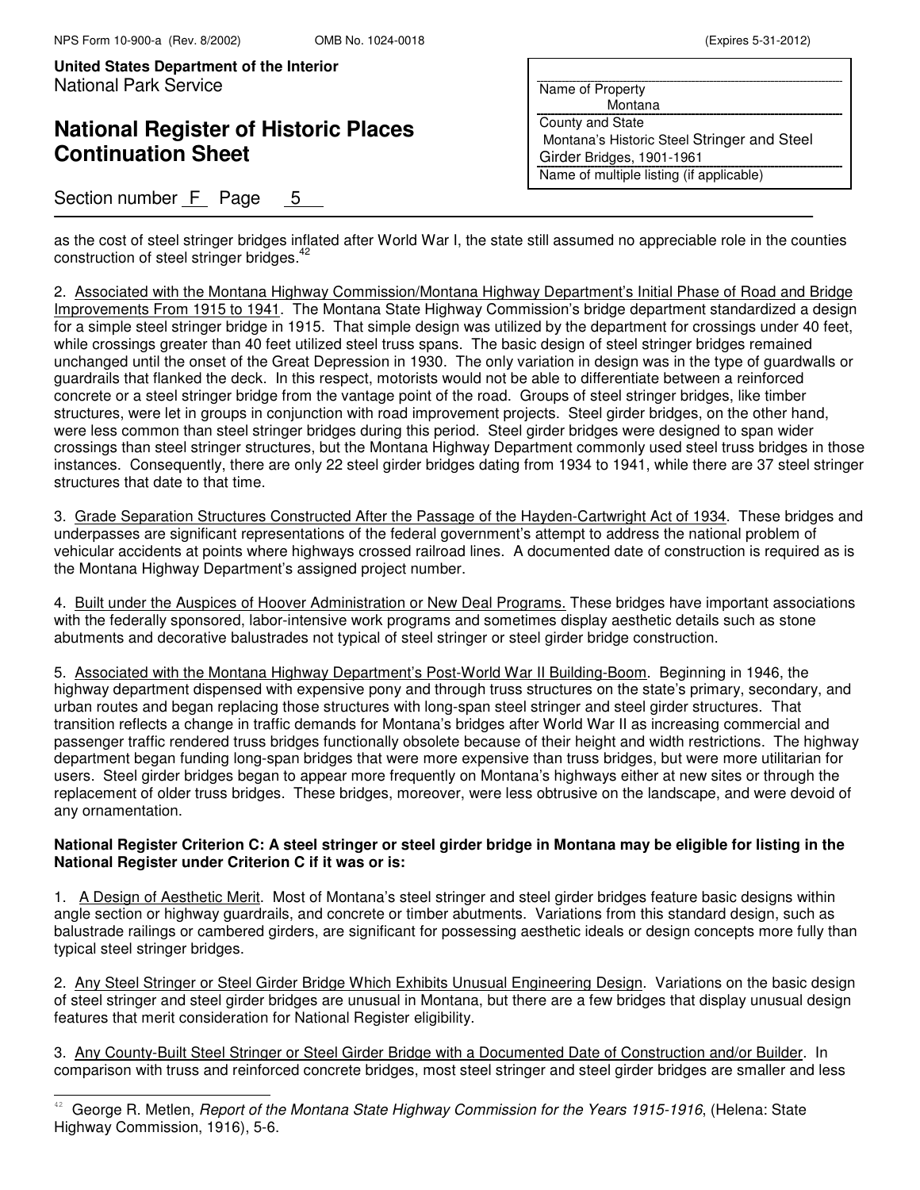as the cost of steel stringer bridges inflated after World War I, the state still assumed no appreciable role in the counties construction of steel stringer bridges.[42]

2. Associated with the Montana Highway Commission/Montana Highway Department's Initial Phase of Road and Bridge Improvements From 1915 to 1941. The Montana State Highway Commission's bridge department standardized a design for a simple steel stringer bridge in 1915. That simple design was utilized by the department for crossings under 40 feet, while crossings greater than 40 feet utilized steel truss spans. The basic design of steel stringer bridges remained unchanged until the onset of the Great Depression in 1930. The only variation in design was in the type of guardwalls or guardrails that flanked the deck. In this respect, motorists would not be able to differentiate between a reinforced concrete or a steel stringer bridge from the vantage point of the road. Groups of steel stringer bridges, like timber structures, were let in groups in conjunction with road improvement projects. Steel girder bridges, on the other hand, were less common than steel stringer bridges during this period. Steel girder bridges were designed to span wider crossings than steel stringer structures, but the Montana Highway Department commonly used steel truss bridges in those instances. Consequently, there are only 22 steel girder bridges dating from 1934 to 1941, while there are 37 steel stringer structures that date to that time.

3. Grade Separation Structures Constructed After the Passage of the Hayden-Cartwright Act of 1934. These bridges and underpasses are significant representations of the federal government's attempt to address the national problem of vehicular accidents at points where highways crossed railroad lines. A documented date of construction is required as is the Montana Highway Department's assigned project number.

4. Built under the Auspices of Hoover Administration or New Deal Programs. These bridges have important associations with the federally sponsored, labor-intensive work programs and sometimes display aesthetic details such as stone abutments and decorative balustrades not typical of steel stringer or steel girder bridge construction.

5. Associated with the Montana Highway Department's Post-World War II Building-Boom. Beginning in 1946, the highway department dispensed with expensive pony and through truss structures on the state's primary, secondary, and urban routes and began replacing those structures with long-span steel stringer and steel girder structures. That transition reflects a change in traffic demands for Montana's bridges after World War II as increasing commercial and passenger traffic rendered truss bridges functionally obsolete because of their height and width restrictions. The highway department began funding long-span bridges that were more expensive than truss bridges, but were more utilitarian for users. Steel girder bridges began to appear more frequently on Montana's highways either at new sites or through the replacement of older truss bridges. These bridges, moreover, were less obtrusive on the landscape, and were devoid of any ornamentation.

**National Register Criterion C: A steel stringer or steel girder bridge in Montana may be eligible for listing in the National Register under Criterion C if it was or is:**

1. A Design of Aesthetic Merit. Most of Montana's steel stringer and steel girder bridges feature basic designs within angle section or highway guardrails, and concrete or timber abutments. Variations from this standard design, such as balustrade railings or cambered girders, are significant for possessing aesthetic ideals or design concepts more fully than typical steel stringer bridges.

2. Any Steel Stringer or Steel Girder Bridge Which Exhibits Unusual Engineering Design. Variations on the basic design of steel stringer and steel girder bridges are unusual in Montana, but there are a few bridges that display unusual design features that merit consideration for National Register eligibility.

3. Any County-Built Steel Stringer or Steel Girder Bridge with a Documented Date of Construction and/or Builder. In comparison with truss and reinforced concrete bridges, most steel stringer and steel girder bridges are smaller and less

---

[42] George R. Metlen, *Report of the Montana State Highway Commission for the Years 1915-1916*, (Helena: State Highway Commission, 1916), 5-6.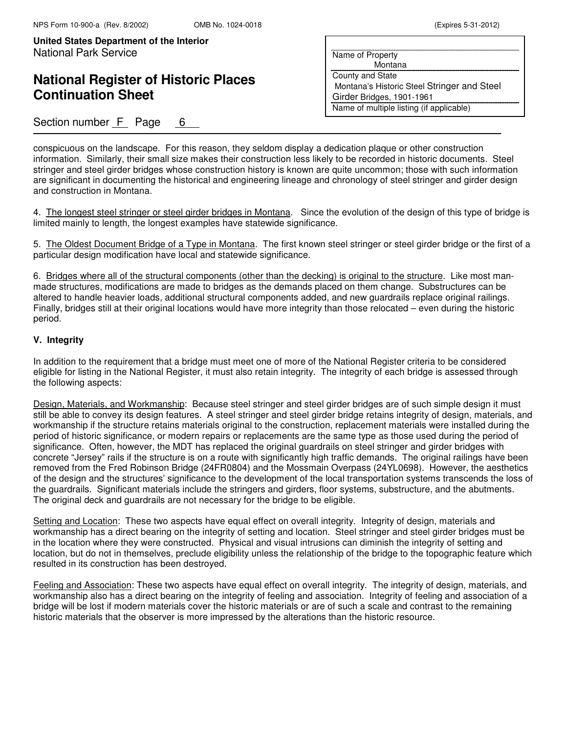conspicuous on the landscape. For this reason, they seldom display a dedication plaque or other construction information. Similarly, their small size makes their construction less likely to be recorded in historic documents. Steel stringer and steel girder bridges whose construction history is known are quite uncommon; those with such information are significant in documenting the historical and engineering lineage and chronology of steel stringer and girder design and construction in Montana.

4. The longest steel stringer or steel girder bridges in Montana. Since the evolution of the design of this type of bridge is limited mainly to length, the longest examples have statewide significance.

5. The Oldest Document Bridge of a Type in Montana. The first known steel stringer or steel girder bridge or the first of a particular design modification have local and statewide significance.

6. Bridges where all of the structural components (other than the decking) is original to the structure. Like most man-made structures, modifications are made to bridges as the demands placed on them change. Substructures can be altered to handle heavier loads, additional structural components added, and new guardrails replace original railings. Finally, bridges still at their original locations would have more integrity than those relocated – even during the historic period.

**V. Integrity**

In addition to the requirement that a bridge must meet one of more of the National Register criteria to be considered eligible for listing in the National Register, it must also retain integrity. The integrity of each bridge is assessed through the following aspects:

Design, Materials, and Workmanship: Because steel stringer and steel girder bridges are of such simple design it must still be able to convey its design features. A steel stringer and steel girder bridge retains integrity of design, materials, and workmanship if the structure retains materials original to the construction, replacement materials were installed during the period of historic significance, or modern repairs or replacements are the same type as those used during the period of significance. Often, however, the MDT has replaced the original guardrails on steel stringer and girder bridges with concrete "Jersey" rails if the structure is on a route with significantly high traffic demands. The original railings have been removed from the Fred Robinson Bridge (24FR0804) and the Mossmain Overpass (24YL0698). However, the aesthetics of the design and the structures' significance to the development of the local transportation systems transcends the loss of the guardrails. Significant materials include the stringers and girders, floor systems, substructure, and the abutments. The original deck and guardrails are not necessary for the bridge to be eligible.

Setting and Location: These two aspects have equal effect on overall integrity. Integrity of design, materials and workmanship has a direct bearing on the integrity of setting and location. Steel stringer and steel girder bridges must be in the location where they were constructed. Physical and visual intrusions can diminish the integrity of setting and location, but do not in themselves, preclude eligibility unless the relationship of the bridge to the topographic feature which resulted in its construction has been destroyed.

Feeling and Association: These two aspects have equal effect on overall integrity. The integrity of design, materials, and workmanship also has a direct bearing on the integrity of feeling and association. Integrity of feeling and association of a bridge will be lost if modern materials cover the historic materials or are of such a scale and contrast to the remaining historic materials that the observer is more impressed by the alterations than the historic resource.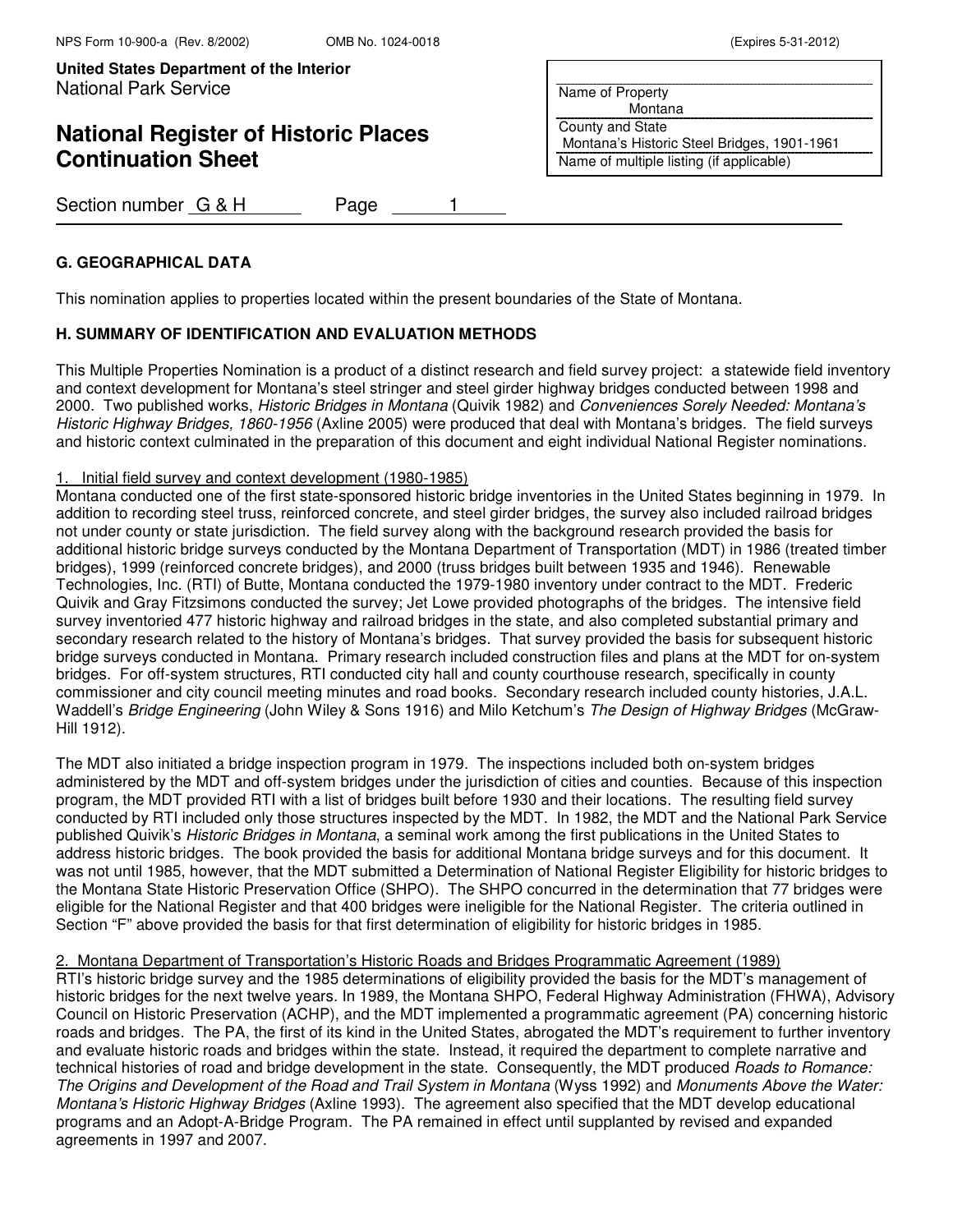**G. GEOGRAPHICAL DATA**

This nomination applies to properties located within the present boundaries of the State of Montana.

**H. SUMMARY OF IDENTIFICATION AND EVALUATION METHODS**

This Multiple Properties Nomination is a product of a distinct research and field survey project: a statewide field inventory and context development for Montana's steel stringer and steel girder highway bridges conducted between 1998 and 2000. Two published works, *Historic Bridges in Montana* (Quivik 1982) and *Conveniences Sorely Needed: Montana's Historic Highway Bridges, 1860-1956* (Axline 2005) were produced that deal with Montana's bridges. The field surveys and historic context culminated in the preparation of this document and eight individual National Register nominations.

1. Initial field survey and context development (1980-1985)

Montana conducted one of the first state-sponsored historic bridge inventories in the United States beginning in 1979. In addition to recording steel truss, reinforced concrete, and steel girder bridges, the survey also included railroad bridges not under county or state jurisdiction. The field survey along with the background research provided the basis for additional historic bridge surveys conducted by the Montana Department of Transportation (MDT) in 1986 (treated timber bridges), 1999 (reinforced concrete bridges), and 2000 (truss bridges built between 1935 and 1946). Renewable Technologies, Inc. (RTI) of Butte, Montana conducted the 1979-1980 inventory under contract to the MDT. Frederic Quivik and Gray Fitzsimons conducted the survey; Jet Lowe provided photographs of the bridges. The intensive field survey inventoried 477 historic highway and railroad bridges in the state, and also completed substantial primary and secondary research related to the history of Montana's bridges. That survey provided the basis for subsequent historic bridge surveys conducted in Montana. Primary research included construction files and plans at the MDT for on-system bridges. For off-system structures, RTI conducted city hall and county courthouse research, specifically in county commissioner and city council meeting minutes and road books. Secondary research included county histories, J.A.L. Waddell's *Bridge Engineering* (John Wiley & Sons 1916) and Milo Ketchum's *The Design of Highway Bridges* (McGraw-Hill 1912).

The MDT also initiated a bridge inspection program in 1979. The inspections included both on-system bridges administered by the MDT and off-system bridges under the jurisdiction of cities and counties. Because of this inspection program, the MDT provided RTI with a list of bridges built before 1930 and their locations. The resulting field survey conducted by RTI included only those structures inspected by the MDT. In 1982, the MDT and the National Park Service published Quivik's *Historic Bridges in Montana*, a seminal work among the first publications in the United States to address historic bridges. The book provided the basis for additional Montana bridge surveys and for this document. It was not until 1985, however, that the MDT submitted a Determination of National Register Eligibility for historic bridges to the Montana State Historic Preservation Office (SHPO). The SHPO concurred in the determination that 77 bridges were eligible for the National Register and that 400 bridges were ineligible for the National Register. The criteria outlined in Section "F" above provided the basis for that first determination of eligibility for historic bridges in 1985.

2. Montana Department of Transportation's Historic Roads and Bridges Programmatic Agreement (1989)

RTI's historic bridge survey and the 1985 determinations of eligibility provided the basis for the MDT's management of historic bridges for the next twelve years. In 1989, the Montana SHPO, Federal Highway Administration (FHWA), Advisory Council on Historic Preservation (ACHP), and the MDT implemented a programmatic agreement (PA) concerning historic roads and bridges. The PA, the first of its kind in the United States, abrogated the MDT's requirement to further inventory and evaluate historic roads and bridges within the state. Instead, it required the department to complete narrative and technical histories of road and bridge development in the state. Consequently, the MDT produced *Roads to Romance: The Origins and Development of the Road and Trail System in Montana* (Wyss 1992) and *Monuments Above the Water: Montana's Historic Highway Bridges* (Axline 1993). The agreement also specified that the MDT develop educational programs and an Adopt-A-Bridge Program. The PA remained in effect until supplanted by revised and expanded agreements in 1997 and 2007.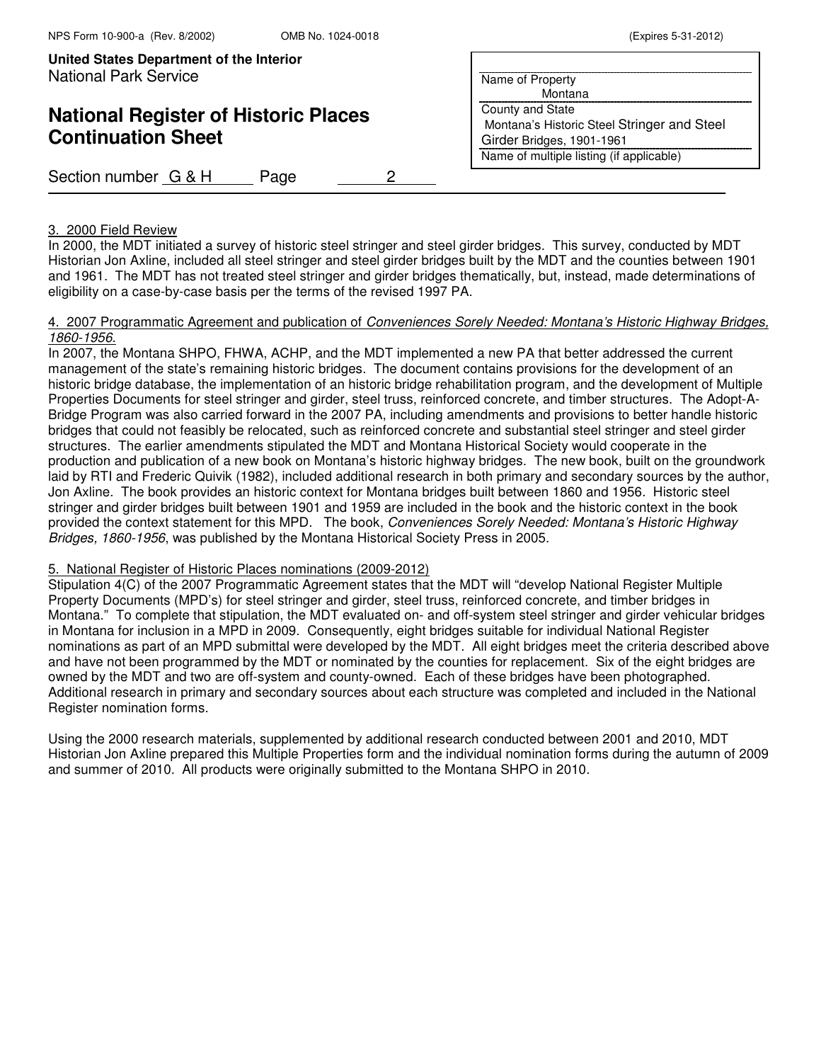**United States Department of the Interior**
National Park Service

# National Register of Historic Places Continuation Sheet

Section number G & H Page 2

Name of Property
Montana
County and State
Montana's Historic Steel Stringer and Steel Girder Bridges, 1901-1961
Name of multiple listing (if applicable)

3. 2000 Field Review

In 2000, the MDT initiated a survey of historic steel stringer and steel girder bridges. This survey, conducted by MDT Historian Jon Axline, included all steel stringer and steel girder bridges built by the MDT and the counties between 1901 and 1961. The MDT has not treated steel stringer and girder bridges thematically, but, instead, made determinations of eligibility on a case-by-case basis per the terms of the revised 1997 PA.

4. 2007 Programmatic Agreement and publication of *Conveniences Sorely Needed: Montana's Historic Highway Bridges, 1860-1956*.

In 2007, the Montana SHPO, FHWA, ACHP, and the MDT implemented a new PA that better addressed the current management of the state's remaining historic bridges. The document contains provisions for the development of an historic bridge database, the implementation of an historic bridge rehabilitation program, and the development of Multiple Properties Documents for steel stringer and girder, steel truss, reinforced concrete, and timber structures. The Adopt-A-Bridge Program was also carried forward in the 2007 PA, including amendments and provisions to better handle historic bridges that could not feasibly be relocated, such as reinforced concrete and substantial steel stringer and steel girder structures. The earlier amendments stipulated the MDT and Montana Historical Society would cooperate in the production and publication of a new book on Montana's historic highway bridges. The new book, built on the groundwork laid by RTI and Frederic Quivik (1982), included additional research in both primary and secondary sources by the author, Jon Axline. The book provides an historic context for Montana bridges built between 1860 and 1956. Historic steel stringer and girder bridges built between 1901 and 1959 are included in the book and the historic context in the book provided the context statement for this MPD. The book, *Conveniences Sorely Needed: Montana's Historic Highway Bridges, 1860-1956*, was published by the Montana Historical Society Press in 2005.

5. National Register of Historic Places nominations (2009-2012)

Stipulation 4(C) of the 2007 Programmatic Agreement states that the MDT will "develop National Register Multiple Property Documents (MPD's) for steel stringer and girder, steel truss, reinforced concrete, and timber bridges in Montana." To complete that stipulation, the MDT evaluated on- and off-system steel stringer and girder vehicular bridges in Montana for inclusion in a MPD in 2009. Consequently, eight bridges suitable for individual National Register nominations as part of an MPD submittal were developed by the MDT. All eight bridges meet the criteria described above and have not been programmed by the MDT or nominated by the counties for replacement. Six of the eight bridges are owned by the MDT and two are off-system and county-owned. Each of these bridges have been photographed. Additional research in primary and secondary sources about each structure was completed and included in the National Register nomination forms.

Using the 2000 research materials, supplemented by additional research conducted between 2001 and 2010, MDT Historian Jon Axline prepared this Multiple Properties form and the individual nomination forms during the autumn of 2009 and summer of 2010. All products were originally submitted to the Montana SHPO in 2010.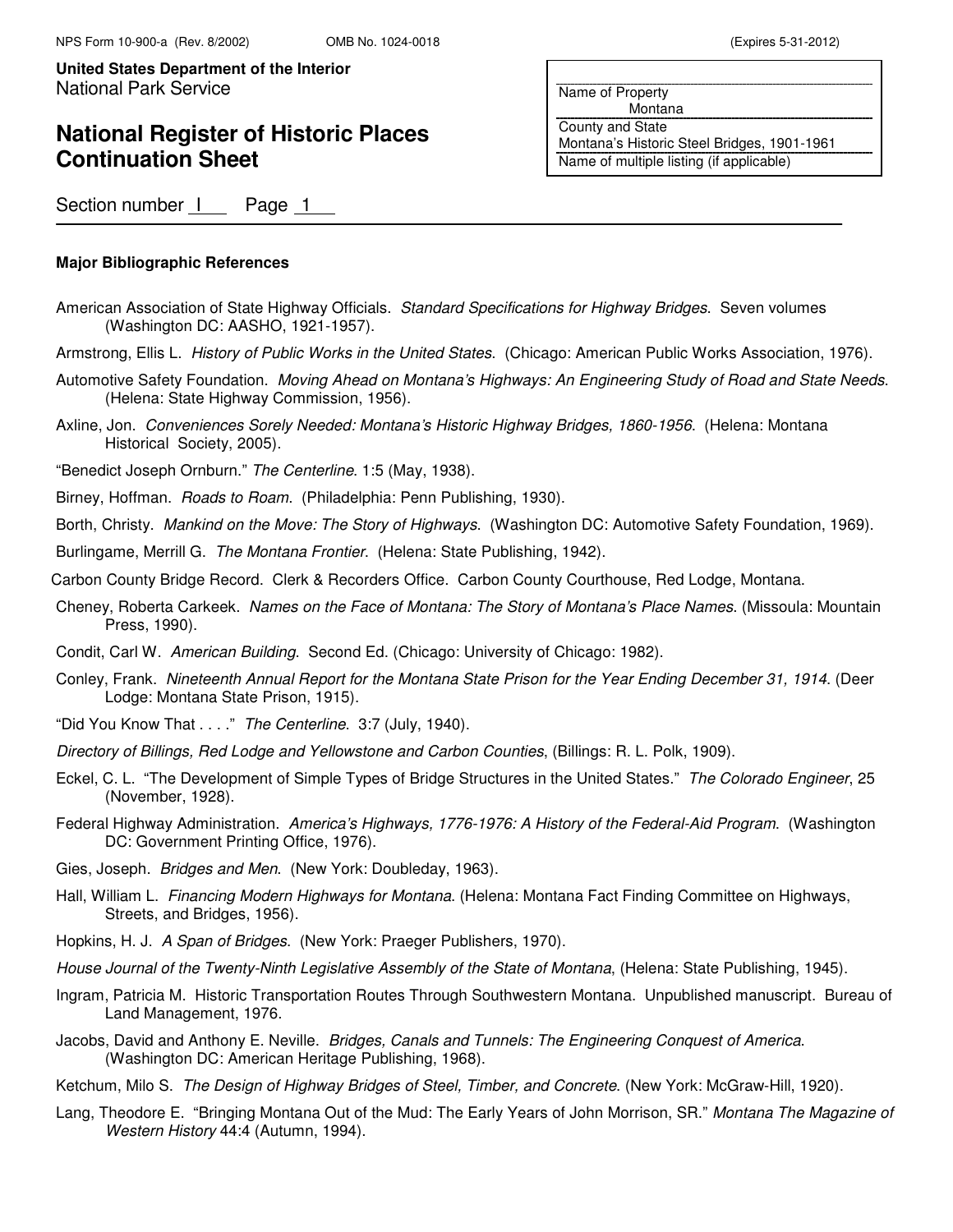**Major Bibliographic References**

American Association of State Highway Officials. *Standard Specifications for Highway Bridges*. Seven volumes (Washington DC: AASHO, 1921-1957).

Armstrong, Ellis L. *History of Public Works in the United States*. (Chicago: American Public Works Association, 1976).

Automotive Safety Foundation. *Moving Ahead on Montana's Highways: An Engineering Study of Road and State Needs*. (Helena: State Highway Commission, 1956).

Axline, Jon. *Conveniences Sorely Needed: Montana's Historic Highway Bridges, 1860-1956*. (Helena: Montana Historical Society, 2005).

"Benedict Joseph Ornburn." *The Centerline*. 1:5 (May, 1938).

Birney, Hoffman. *Roads to Roam*. (Philadelphia: Penn Publishing, 1930).

Borth, Christy. *Mankind on the Move: The Story of Highways*. (Washington DC: Automotive Safety Foundation, 1969).

Burlingame, Merrill G. *The Montana Frontier*. (Helena: State Publishing, 1942).

Carbon County Bridge Record. Clerk & Recorders Office. Carbon County Courthouse, Red Lodge, Montana.

Cheney, Roberta Carkeek. *Names on the Face of Montana: The Story of Montana's Place Names*. (Missoula: Mountain Press, 1990).

Condit, Carl W. *American Building*. Second Ed. (Chicago: University of Chicago: 1982).

Conley, Frank. *Nineteenth Annual Report for the Montana State Prison for the Year Ending December 31, 1914*. (Deer Lodge: Montana State Prison, 1915).

"Did You Know That . . . ." *The Centerline*. 3:7 (July, 1940).

*Directory of Billings, Red Lodge and Yellowstone and Carbon Counties*, (Billings: R. L. Polk, 1909).

Eckel, C. L. "The Development of Simple Types of Bridge Structures in the United States." *The Colorado Engineer*, 25 (November, 1928).

Federal Highway Administration. *America's Highways, 1776-1976: A History of the Federal-Aid Program*. (Washington DC: Government Printing Office, 1976).

Gies, Joseph. *Bridges and Men*. (New York: Doubleday, 1963).

Hall, William L. *Financing Modern Highways for Montana*. (Helena: Montana Fact Finding Committee on Highways, Streets, and Bridges, 1956).

Hopkins, H. J. *A Span of Bridges*. (New York: Praeger Publishers, 1970).

*House Journal of the Twenty-Ninth Legislative Assembly of the State of Montana*, (Helena: State Publishing, 1945).

Ingram, Patricia M. Historic Transportation Routes Through Southwestern Montana. Unpublished manuscript. Bureau of Land Management, 1976.

Jacobs, David and Anthony E. Neville. *Bridges, Canals and Tunnels: The Engineering Conquest of America*. (Washington DC: American Heritage Publishing, 1968).

Ketchum, Milo S. *The Design of Highway Bridges of Steel, Timber, and Concrete*. (New York: McGraw-Hill, 1920).

Lang, Theodore E. "Bringing Montana Out of the Mud: The Early Years of John Morrison, SR." *Montana The Magazine of Western History* 44:4 (Autumn, 1994).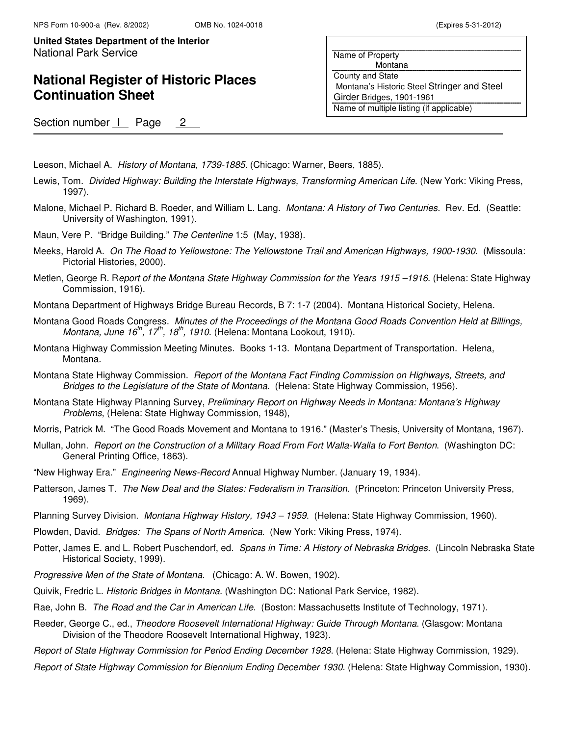Leeson, Michael A. *History of Montana, 1739-1885*. (Chicago: Warner, Beers, 1885).

Lewis, Tom. *Divided Highway: Building the Interstate Highways, Transforming American Life*. (New York: Viking Press, 1997).

Malone, Michael P. Richard B. Roeder, and William L. Lang. *Montana: A History of Two Centuries.* Rev. Ed. (Seattle: University of Washington, 1991).

Maun, Vere P. "Bridge Building." *The Centerline* 1:5 (May, 1938).

Meeks, Harold A. *On The Road to Yellowstone: The Yellowstone Trail and American Highways, 1900-1930*. (Missoula: Pictorial Histories, 2000).

Metlen, George R. R*eport of the Montana State Highway Commission for the Years 1915 –1916*. (Helena: State Highway Commission, 1916).

Montana Department of Highways Bridge Bureau Records, B 7: 1-7 (2004). Montana Historical Society, Helena.

Montana Good Roads Congress. *Minutes of the Proceedings of the Montana Good Roads Convention Held at Billings, Montana, June 16th, 17th, 18th, 1910*. (Helena: Montana Lookout, 1910).

Montana Highway Commission Meeting Minutes. Books 1-13. Montana Department of Transportation. Helena, Montana.

Montana State Highway Commission. *Report of the Montana Fact Finding Commission on Highways, Streets, and Bridges to the Legislature of the State of Montana*. (Helena: State Highway Commission, 1956).

Montana State Highway Planning Survey, *Preliminary Report on Highway Needs in Montana: Montana's Highway Problems*, (Helena: State Highway Commission, 1948),

Morris, Patrick M. "The Good Roads Movement and Montana to 1916." (Master's Thesis, University of Montana, 1967).

Mullan, John. *Report on the Construction of a Military Road From Fort Walla-Walla to Fort Benton*. (Washington DC: General Printing Office, 1863).

"New Highway Era." *Engineering News-Record* Annual Highway Number. (January 19, 1934).

Patterson, James T. *The New Deal and the States: Federalism in Transition*. (Princeton: Princeton University Press, 1969).

Planning Survey Division. *Montana Highway History, 1943 – 1959*. (Helena: State Highway Commission, 1960).

Plowden, David. *Bridges: The Spans of North America*. (New York: Viking Press, 1974).

Potter, James E. and L. Robert Puschendorf, ed. *Spans in Time: A History of Nebraska Bridges*. (Lincoln Nebraska State Historical Society, 1999).

*Progressive Men of the State of Montana*. (Chicago: A. W. Bowen, 1902).

Quivik, Fredric L. *Historic Bridges in Montana*. (Washington DC: National Park Service, 1982).

Rae, John B. *The Road and the Car in American Life*. (Boston: Massachusetts Institute of Technology, 1971).

Reeder, George C., ed., *Theodore Roosevelt International Highway: Guide Through Montana*. (Glasgow: Montana Division of the Theodore Roosevelt International Highway, 1923).

*Report of State Highway Commission for Period Ending December 1928*. (Helena: State Highway Commission, 1929).

*Report of State Highway Commission for Biennium Ending December 1930*. (Helena: State Highway Commission, 1930).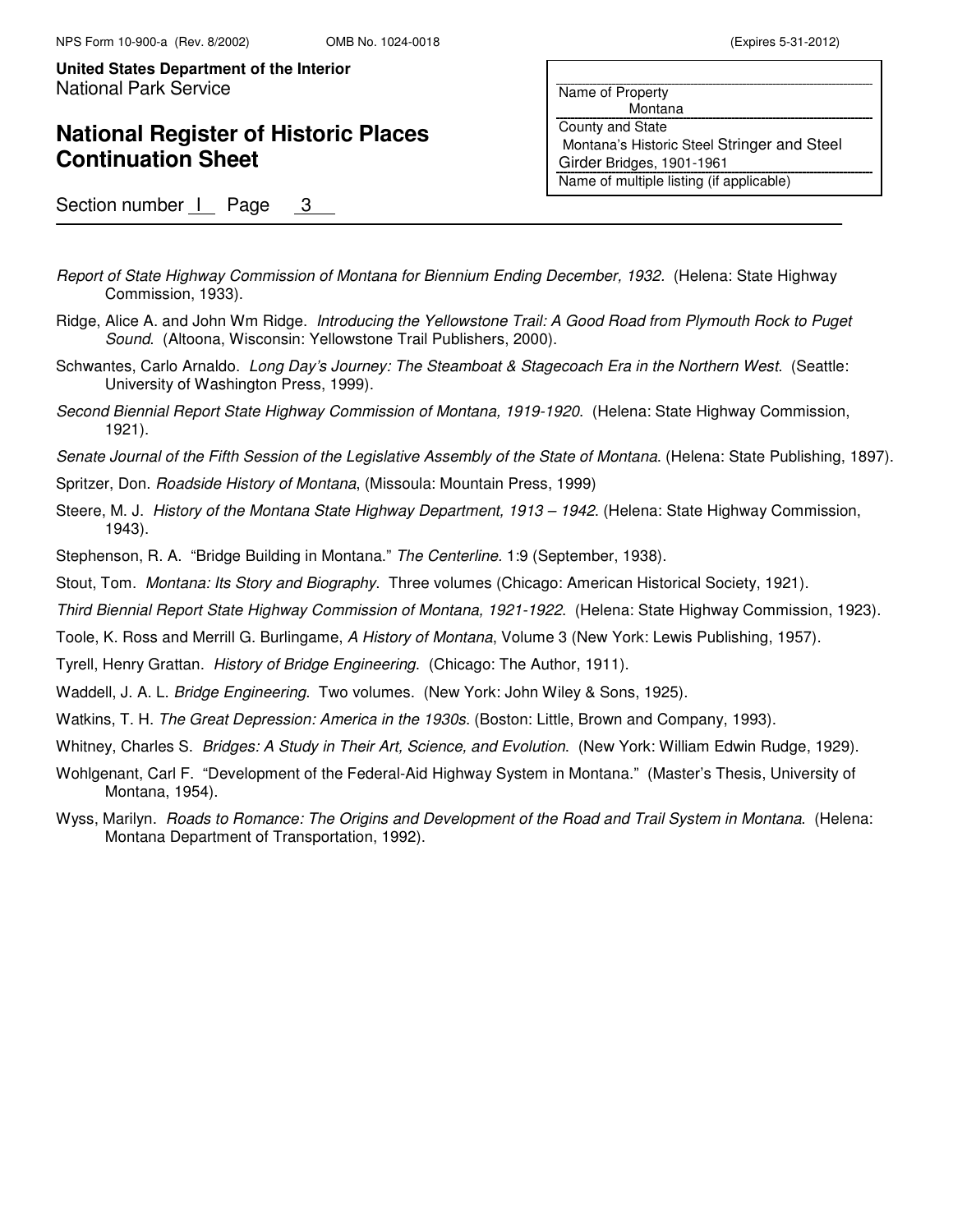*Report of State Highway Commission of Montana for Biennium Ending December, 1932*. (Helena: State Highway Commission, 1933).

Ridge, Alice A. and John Wm Ridge. *Introducing the Yellowstone Trail: A Good Road from Plymouth Rock to Puget Sound*. (Altoona, Wisconsin: Yellowstone Trail Publishers, 2000).

Schwantes, Carlo Arnaldo. *Long Day's Journey: The Steamboat & Stagecoach Era in the Northern West*. (Seattle: University of Washington Press, 1999).

*Second Biennial Report State Highway Commission of Montana, 1919-1920*. (Helena: State Highway Commission, 1921).

*Senate Journal of the Fifth Session of the Legislative Assembly of the State of Montana*. (Helena: State Publishing, 1897).

Spritzer, Don. *Roadside History of Montana*, (Missoula: Mountain Press, 1999)

Steere, M. J. *History of the Montana State Highway Department, 1913 – 1942*. (Helena: State Highway Commission, 1943).

Stephenson, R. A. "Bridge Building in Montana." *The Centerline*. 1:9 (September, 1938).

Stout, Tom. *Montana: Its Story and Biography*. Three volumes (Chicago: American Historical Society, 1921).

*Third Biennial Report State Highway Commission of Montana, 1921-1922*. (Helena: State Highway Commission, 1923).

Toole, K. Ross and Merrill G. Burlingame, *A History of Montana*, Volume 3 (New York: Lewis Publishing, 1957).

Tyrell, Henry Grattan. *History of Bridge Engineering*. (Chicago: The Author, 1911).

Waddell, J. A. L. *Bridge Engineering*. Two volumes. (New York: John Wiley & Sons, 1925).

Watkins, T. H. *The Great Depression: America in the 1930s*. (Boston: Little, Brown and Company, 1993).

Whitney, Charles S. *Bridges: A Study in Their Art, Science, and Evolution*. (New York: William Edwin Rudge, 1929).

Wohlgenant, Carl F. "Development of the Federal-Aid Highway System in Montana." (Master's Thesis, University of Montana, 1954).

Wyss, Marilyn. *Roads to Romance: The Origins and Development of the Road and Trail System in Montana*. (Helena: Montana Department of Transportation, 1992).